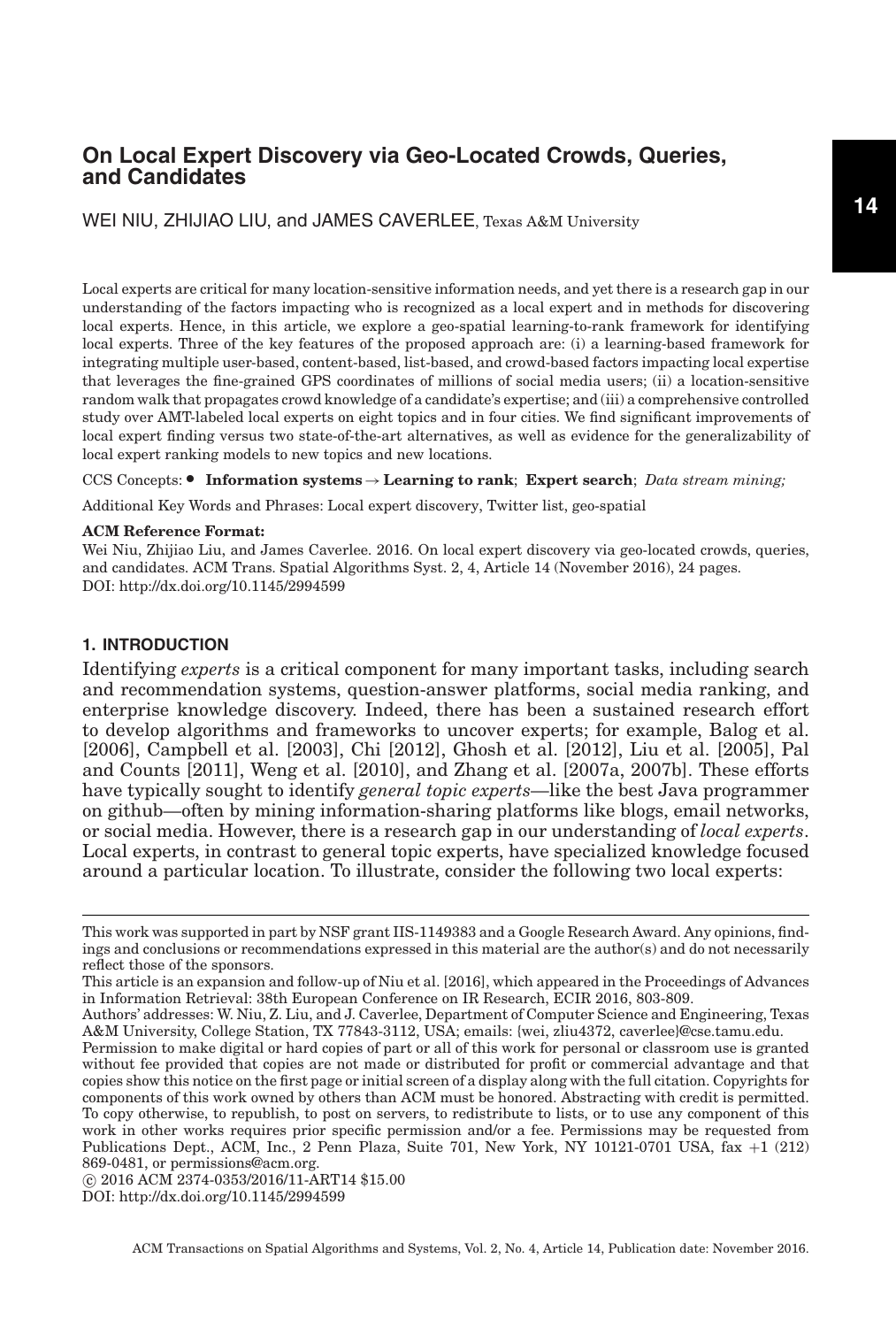# On Local Expert Discovery via Geo-Located Crowds, Queries, and Candidates

WEI NIU, ZHIJIAO LIU, and JAMES CAVERLEE, Texas A&M University

Local experts are critical for many location-sensitive information needs, and yet there is a research gap in our understanding of the factors impacting who is recognized as a local expert and in methods for discovering local experts. Hence, in this article, we explore a geo-spatial learning-to-rank framework for identifying local experts. Three of the key features of the proposed approach are: (i) a learning-based framework for integrating multiple user-based, content-based, list-based, and crowd-based factors impacting local expertise that leverages the fine-grained GPS coordinates of millions of social media users; (ii) a location-sensitive random walk that propagates crowd knowledge of a candidate's expertise; and (iii) a comprehensive controlled study over AMT-labeled local experts on eight topics and in four cities. We find significant improvements of local expert finding versus two state-of-the-art alternatives, as well as evidence for the generalizability of local expert ranking models to new topics and new locations.

CCS Concepts: • **Information systems → Learning to rank**; **Expert search**; *Data stream mining;*

Additional Key Words and Phrases: Local expert discovery, Twitter list, geo-spatial

**ACM Reference Format:**

Wei Niu, Zhijiao Liu, and James Caverlee. 2016. On local expert discovery via geo-located crowds, queries, and candidates. ACM Trans. Spatial Algorithms Syst. 2, 4, Article 14 (November 2016), 24 pages.
DOI: http://dx.doi.org/10.1145/2994599

## 1. INTRODUCTION

Identifying *experts* is a critical component for many important tasks, including search and recommendation systems, question-answer platforms, social media ranking, and enterprise knowledge discovery. Indeed, there has been a sustained research effort to develop algorithms and frameworks to uncover experts; for example, Balog et al. [2006], Campbell et al. [2003], Chi [2012], Ghosh et al. [2012], Liu et al. [2005], Pal and Counts [2011], Weng et al. [2010], and Zhang et al. [2007a, 2007b]. These efforts have typically sought to identify *general topic experts*—like the best Java programmer on github—often by mining information-sharing platforms like blogs, email networks, or social media. However, there is a research gap in our understanding of *local experts*. Local experts, in contrast to general topic experts, have specialized knowledge focused around a particular location. To illustrate, consider the following two local experts:

---

This work was supported in part by NSF grant IIS-1149383 and a Google Research Award. Any opinions, findings and conclusions or recommendations expressed in this material are the author(s) and do not necessarily reflect those of the sponsors.

This article is an expansion and follow-up of Niu et al. [2016], which appeared in the Proceedings of Advances in Information Retrieval: 38th European Conference on IR Research, ECIR 2016, 803-809.

Authors' addresses: W. Niu, Z. Liu, and J. Caverlee, Department of Computer Science and Engineering, Texas A&M University, College Station, TX 77843-3112, USA; emails: {wei, zliu4372, caverlee}@cse.tamu.edu.

Permission to make digital or hard copies of part or all of this work for personal or classroom use is granted without fee provided that copies are not made or distributed for profit or commercial advantage and that copies show this notice on the first page or initial screen of a display along with the full citation. Copyrights for components of this work owned by others than ACM must be honored. Abstracting with credit is permitted. To copy otherwise, to republish, to post on servers, to redistribute to lists, or to use any component of this work in other works requires prior specific permission and/or a fee. Permissions may be requested from Publications Dept., ACM, Inc., 2 Penn Plaza, Suite 701, New York, NY 10121-0701 USA, fax +1 (212) 869-0481, or permissions@acm.org.

© 2016 ACM 2374-0353/2016/11-ART14 $15.00

DOI: http://dx.doi.org/10.1145/2994599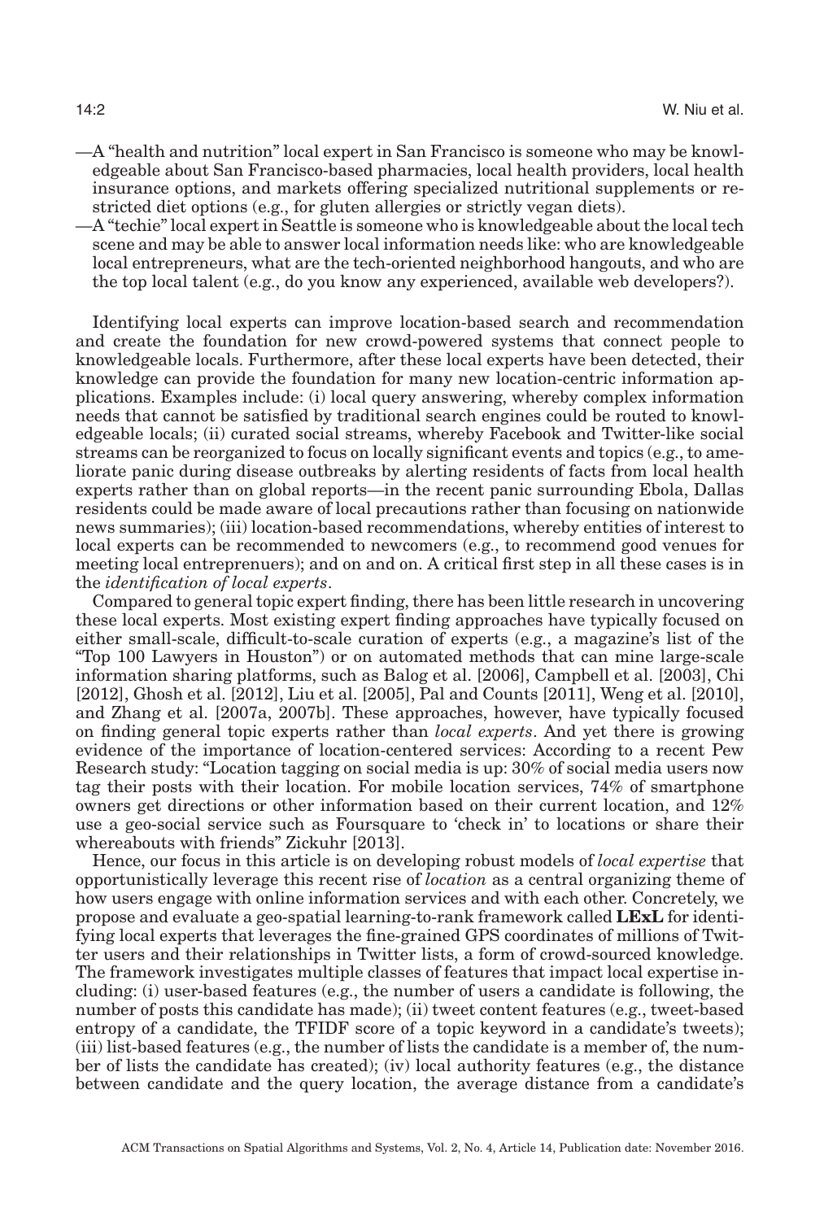—A "health and nutrition" local expert in San Francisco is someone who may be knowledgeable about San Francisco-based pharmacies, local health providers, local health insurance options, and markets offering specialized nutritional supplements or restricted diet options (e.g., for gluten allergies or strictly vegan diets).

—A "techie" local expert in Seattle is someone who is knowledgeable about the local tech scene and may be able to answer local information needs like: who are knowledgeable local entrepreneurs, what are the tech-oriented neighborhood hangouts, and who are the top local talent (e.g., do you know any experienced, available web developers?).

Identifying local experts can improve location-based search and recommendation and create the foundation for new crowd-powered systems that connect people to knowledgeable locals. Furthermore, after these local experts have been detected, their knowledge can provide the foundation for many new location-centric information applications. Examples include: (i) local query answering, whereby complex information needs that cannot be satisfied by traditional search engines could be routed to knowledgeable locals; (ii) curated social streams, whereby Facebook and Twitter-like social streams can be reorganized to focus on locally significant events and topics (e.g., to ameliorate panic during disease outbreaks by alerting residents of facts from local health experts rather than on global reports—in the recent panic surrounding Ebola, Dallas residents could be made aware of local precautions rather than focusing on nationwide news summaries); (iii) location-based recommendations, whereby entities of interest to local experts can be recommended to newcomers (e.g., to recommend good venues for meeting local entreprenuers); and on and on. A critical first step in all these cases is in the *identification of local experts*.

Compared to general topic expert finding, there has been little research in uncovering these local experts. Most existing expert finding approaches have typically focused on either small-scale, difficult-to-scale curation of experts (e.g., a magazine's list of the "Top 100 Lawyers in Houston") or on automated methods that can mine large-scale information sharing platforms, such as Balog et al. [2006], Campbell et al. [2003], Chi [2012], Ghosh et al. [2012], Liu et al. [2005], Pal and Counts [2011], Weng et al. [2010], and Zhang et al. [2007a, 2007b]. These approaches, however, have typically focused on finding general topic experts rather than *local experts*. And yet there is growing evidence of the importance of location-centered services: According to a recent Pew Research study: "Location tagging on social media is up: 30% of social media users now tag their posts with their location. For mobile location services, 74% of smartphone owners get directions or other information based on their current location, and 12% use a geo-social service such as Foursquare to 'check in' to locations or share their whereabouts with friends" Zickuhr [2013].

Hence, our focus in this article is on developing robust models of *local expertise* that opportunistically leverage this recent rise of *location* as a central organizing theme of how users engage with online information services and with each other. Concretely, we propose and evaluate a geo-spatial learning-to-rank framework called **LExL** for identifying local experts that leverages the fine-grained GPS coordinates of millions of Twitter users and their relationships in Twitter lists, a form of crowd-sourced knowledge. The framework investigates multiple classes of features that impact local expertise including: (i) user-based features (e.g., the number of users a candidate is following, the number of posts this candidate has made); (ii) tweet content features (e.g., tweet-based entropy of a candidate, the TFIDF score of a topic keyword in a candidate's tweets); (iii) list-based features (e.g., the number of lists the candidate is a member of, the number of lists the candidate has created); (iv) local authority features (e.g., the distance between candidate and the query location, the average distance from a candidate's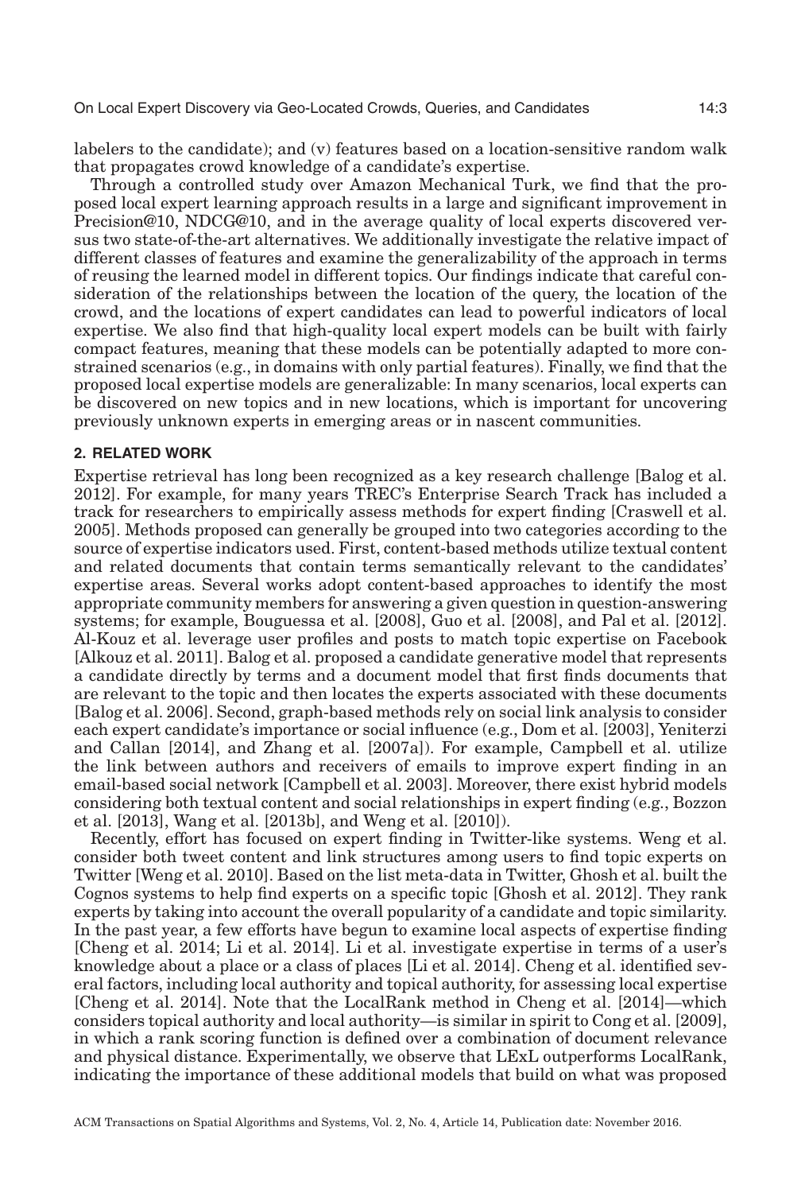labelers to the candidate); and (v) features based on a location-sensitive random walk that propagates crowd knowledge of a candidate's expertise.

Through a controlled study over Amazon Mechanical Turk, we find that the proposed local expert learning approach results in a large and significant improvement in Precision@10, NDCG@10, and in the average quality of local experts discovered versus two state-of-the-art alternatives. We additionally investigate the relative impact of different classes of features and examine the generalizability of the approach in terms of reusing the learned model in different topics. Our findings indicate that careful consideration of the relationships between the location of the query, the location of the crowd, and the locations of expert candidates can lead to powerful indicators of local expertise. We also find that high-quality local expert models can be built with fairly compact features, meaning that these models can be potentially adapted to more constrained scenarios (e.g., in domains with only partial features). Finally, we find that the proposed local expertise models are generalizable: In many scenarios, local experts can be discovered on new topics and in new locations, which is important for uncovering previously unknown experts in emerging areas or in nascent communities.

## 2. RELATED WORK

Expertise retrieval has long been recognized as a key research challenge [Balog et al. 2012]. For example, for many years TREC's Enterprise Search Track has included a track for researchers to empirically assess methods for expert finding [Craswell et al. 2005]. Methods proposed can generally be grouped into two categories according to the source of expertise indicators used. First, content-based methods utilize textual content and related documents that contain terms semantically relevant to the candidates' expertise areas. Several works adopt content-based approaches to identify the most appropriate community members for answering a given question in question-answering systems; for example, Bouguessa et al. [2008], Guo et al. [2008], and Pal et al. [2012]. Al-Kouz et al. leverage user profiles and posts to match topic expertise on Facebook [Alkouz et al. 2011]. Balog et al. proposed a candidate generative model that represents a candidate directly by terms and a document model that first finds documents that are relevant to the topic and then locates the experts associated with these documents [Balog et al. 2006]. Second, graph-based methods rely on social link analysis to consider each expert candidate's importance or social influence (e.g., Dom et al. [2003], Yeniterzi and Callan [2014], and Zhang et al. [2007a]). For example, Campbell et al. utilize the link between authors and receivers of emails to improve expert finding in an email-based social network [Campbell et al. 2003]. Moreover, there exist hybrid models considering both textual content and social relationships in expert finding (e.g., Bozzon et al. [2013], Wang et al. [2013b], and Weng et al. [2010]).

Recently, effort has focused on expert finding in Twitter-like systems. Weng et al. consider both tweet content and link structures among users to find topic experts on Twitter [Weng et al. 2010]. Based on the list meta-data in Twitter, Ghosh et al. built the Cognos systems to help find experts on a specific topic [Ghosh et al. 2012]. They rank experts by taking into account the overall popularity of a candidate and topic similarity. In the past year, a few efforts have begun to examine local aspects of expertise finding [Cheng et al. 2014; Li et al. 2014]. Li et al. investigate expertise in terms of a user's knowledge about a place or a class of places [Li et al. 2014]. Cheng et al. identified several factors, including local authority and topical authority, for assessing local expertise [Cheng et al. 2014]. Note that the LocalRank method in Cheng et al. [2014]—which considers topical authority and local authority—is similar in spirit to Cong et al. [2009], in which a rank scoring function is defined over a combination of document relevance and physical distance. Experimentally, we observe that LExL outperforms LocalRank, indicating the importance of these additional models that build on what was proposed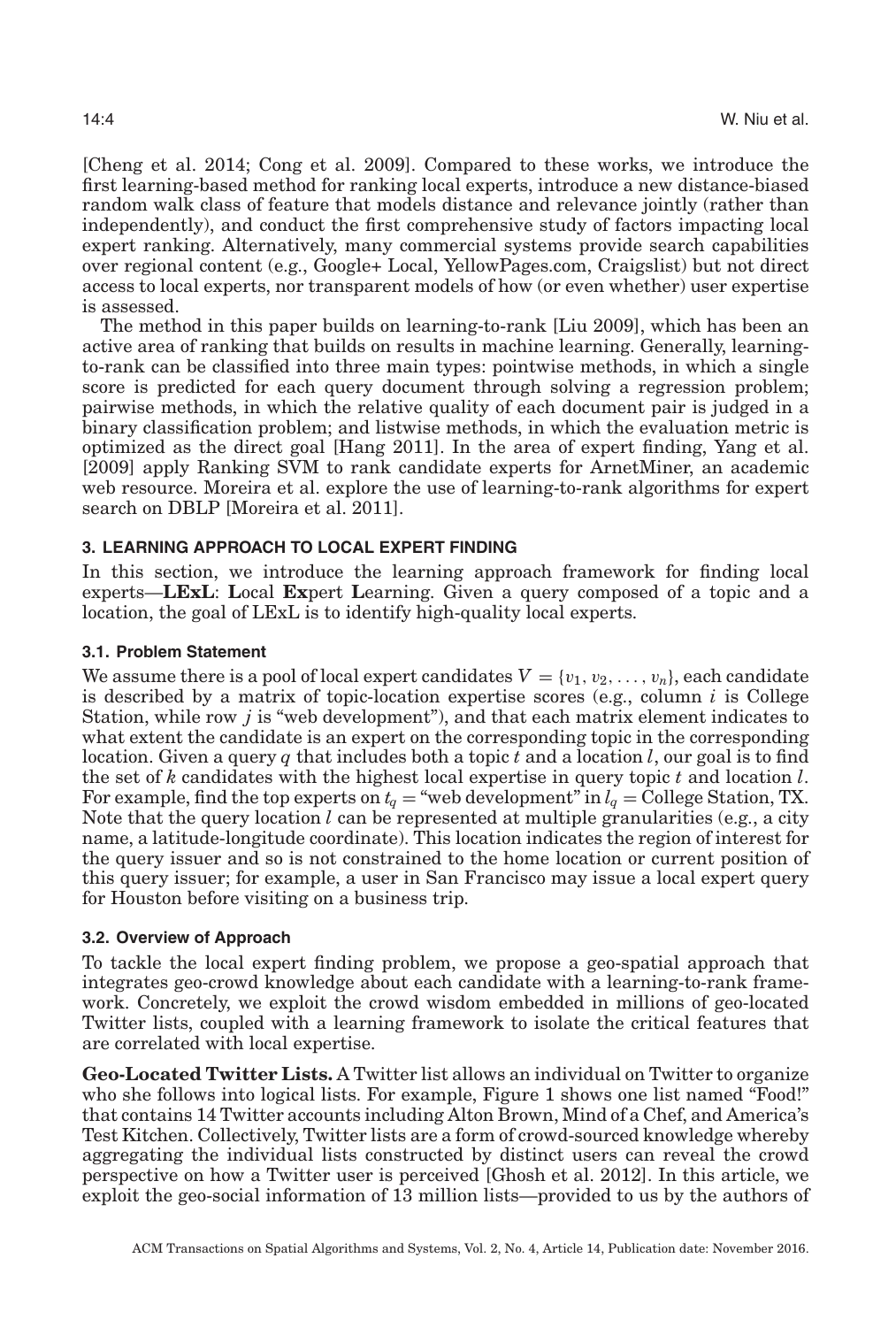[Cheng et al. 2014; Cong et al. 2009]. Compared to these works, we introduce the first learning-based method for ranking local experts, introduce a new distance-biased random walk class of feature that models distance and relevance jointly (rather than independently), and conduct the first comprehensive study of factors impacting local expert ranking. Alternatively, many commercial systems provide search capabilities over regional content (e.g., Google+ Local, YellowPages.com, Craigslist) but not direct access to local experts, nor transparent models of how (or even whether) user expertise is assessed.

The method in this paper builds on learning-to-rank [Liu 2009], which has been an active area of ranking that builds on results in machine learning. Generally, learning-to-rank can be classified into three main types: pointwise methods, in which a single score is predicted for each query document through solving a regression problem; pairwise methods, in which the relative quality of each document pair is judged in a binary classification problem; and listwise methods, in which the evaluation metric is optimized as the direct goal [Hang 2011]. In the area of expert finding, Yang et al. [2009] apply Ranking SVM to rank candidate experts for ArnetMiner, an academic web resource. Moreira et al. explore the use of learning-to-rank algorithms for expert search on DBLP [Moreira et al. 2011].

## 3. LEARNING APPROACH TO LOCAL EXPERT FINDING

In this section, we introduce the learning approach framework for finding local experts—**LExL**: **L**ocal **Ex**pert **L**earning. Given a query composed of a topic and a location, the goal of LExL is to identify high-quality local experts.

### 3.1. Problem Statement

We assume there is a pool of local expert candidates $V = \{v_1, v_2, \ldots, v_n\}$, each candidate is described by a matrix of topic-location expertise scores (e.g., column $i$ is College Station, while row $j$ is "web development"), and that each matrix element indicates to what extent the candidate is an expert on the corresponding topic in the corresponding location. Given a query $q$ that includes both a topic $t$ and a location $l$, our goal is to find the set of $k$ candidates with the highest local expertise in query topic $t$ and location $l$. For example, find the top experts on $t_q$ = "web development" in $l_q$ = College Station, TX. Note that the query location $l$ can be represented at multiple granularities (e.g., a city name, a latitude-longitude coordinate). This location indicates the region of interest for the query issuer and so is not constrained to the home location or current position of this query issuer; for example, a user in San Francisco may issue a local expert query for Houston before visiting on a business trip.

### 3.2. Overview of Approach

To tackle the local expert finding problem, we propose a geo-spatial approach that integrates geo-crowd knowledge about each candidate with a learning-to-rank framework. Concretely, we exploit the crowd wisdom embedded in millions of geo-located Twitter lists, coupled with a learning framework to isolate the critical features that are correlated with local expertise.

**Geo-Located Twitter Lists.** A Twitter list allows an individual on Twitter to organize who she follows into logical lists. For example, Figure 1 shows one list named "Food!" that contains 14 Twitter accounts including Alton Brown, Mind of a Chef, and America's Test Kitchen. Collectively, Twitter lists are a form of crowd-sourced knowledge whereby aggregating the individual lists constructed by distinct users can reveal the crowd perspective on how a Twitter user is perceived [Ghosh et al. 2012]. In this article, we exploit the geo-social information of 13 million lists—provided to us by the authors of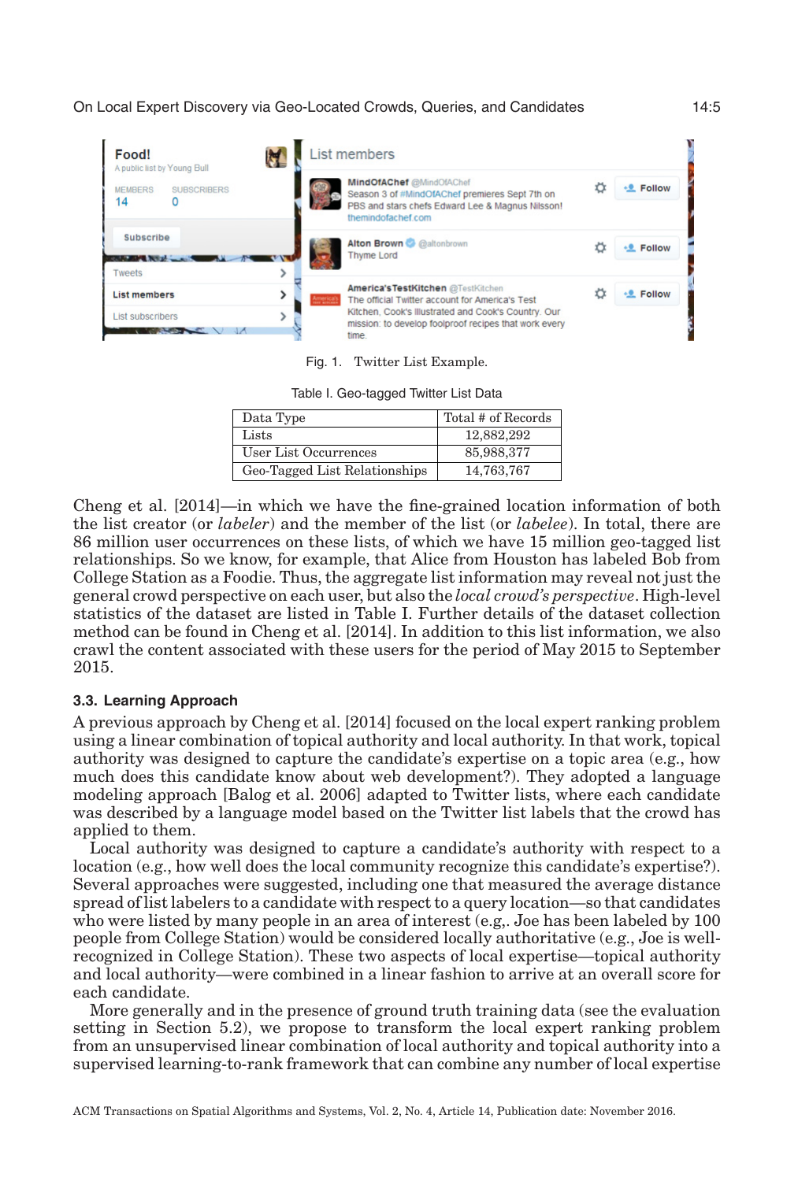Fig. 1. Twitter List Example.

Table I. Geo-tagged Twitter List Data

| Data Type | Total # of Records |
|---|---|
| Lists | 12,882,292 |
| User List Occurrences | 85,988,377 |
| Geo-Tagged List Relationships | 14,763,767 |

Cheng et al. [2014]—in which we have the fine-grained location information of both the list creator (or *labeler*) and the member of the list (or *labelee*). In total, there are 86 million user occurrences on these lists, of which we have 15 million geo-tagged list relationships. So we know, for example, that Alice from Houston has labeled Bob from College Station as a Foodie. Thus, the aggregate list information may reveal not just the general crowd perspective on each user, but also the *local crowd's perspective*. High-level statistics of the dataset are listed in Table I. Further details of the dataset collection method can be found in Cheng et al. [2014]. In addition to this list information, we also crawl the content associated with these users for the period of May 2015 to September 2015.

### 3.3. Learning Approach

A previous approach by Cheng et al. [2014] focused on the local expert ranking problem using a linear combination of topical authority and local authority. In that work, topical authority was designed to capture the candidate's expertise on a topic area (e.g., how much does this candidate know about web development?). They adopted a language modeling approach [Balog et al. 2006] adapted to Twitter lists, where each candidate was described by a language model based on the Twitter list labels that the crowd has applied to them.

Local authority was designed to capture a candidate's authority with respect to a location (e.g., how well does the local community recognize this candidate's expertise?). Several approaches were suggested, including one that measured the average distance spread of list labelers to a candidate with respect to a query location—so that candidates who were listed by many people in an area of interest (e.g,. Joe has been labeled by 100 people from College Station) would be considered locally authoritative (e.g., Joe is well-recognized in College Station). These two aspects of local expertise—topical authority and local authority—were combined in a linear fashion to arrive at an overall score for each candidate.

More generally and in the presence of ground truth training data (see the evaluation setting in Section 5.2), we propose to transform the local expert ranking problem from an unsupervised linear combination of local authority and topical authority into a supervised learning-to-rank framework that can combine any number of local expertise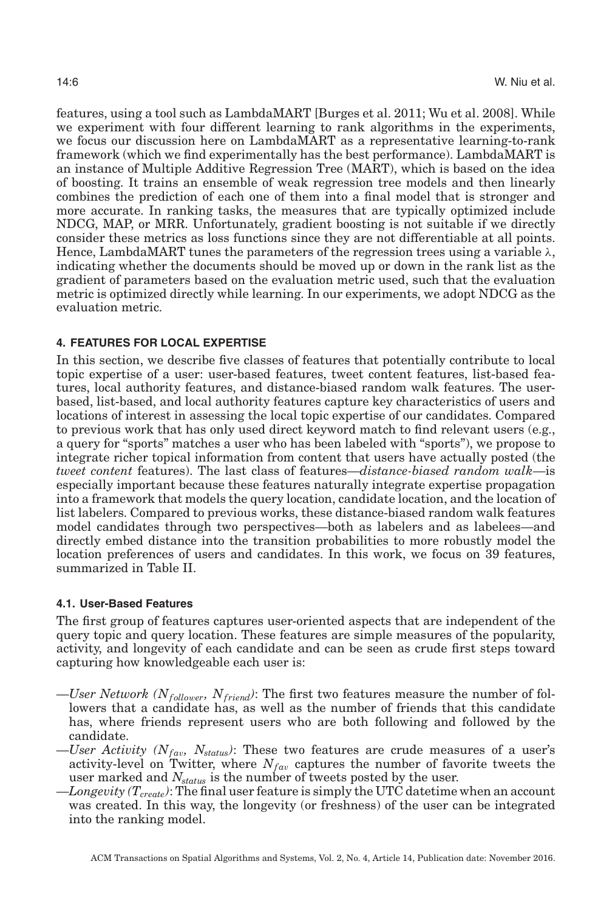features, using a tool such as LambdaMART [Burges et al. 2011; Wu et al. 2008]. While we experiment with four different learning to rank algorithms in the experiments, we focus our discussion here on LambdaMART as a representative learning-to-rank framework (which we find experimentally has the best performance). LambdaMART is an instance of Multiple Additive Regression Tree (MART), which is based on the idea of boosting. It trains an ensemble of weak regression tree models and then linearly combines the prediction of each one of them into a final model that is stronger and more accurate. In ranking tasks, the measures that are typically optimized include NDCG, MAP, or MRR. Unfortunately, gradient boosting is not suitable if we directly consider these metrics as loss functions since they are not differentiable at all points. Hence, LambdaMART tunes the parameters of the regression trees using a variable $\lambda$, indicating whether the documents should be moved up or down in the rank list as the gradient of parameters based on the evaluation metric used, such that the evaluation metric is optimized directly while learning. In our experiments, we adopt NDCG as the evaluation metric.

## 4. FEATURES FOR LOCAL EXPERTISE

In this section, we describe five classes of features that potentially contribute to local topic expertise of a user: user-based features, tweet content features, list-based features, local authority features, and distance-biased random walk features. The user-based, list-based, and local authority features capture key characteristics of users and locations of interest in assessing the local topic expertise of our candidates. Compared to previous work that has only used direct keyword match to find relevant users (e.g., a query for "sports" matches a user who has been labeled with "sports"), we propose to integrate richer topical information from content that users have actually posted (the *tweet content* features). The last class of features—*distance-biased random walk*—is especially important because these features naturally integrate expertise propagation into a framework that models the query location, candidate location, and the location of list labelers. Compared to previous works, these distance-biased random walk features model candidates through two perspectives—both as labelers and as labelees—and directly embed distance into the transition probabilities to more robustly model the location preferences of users and candidates. In this work, we focus on 39 features, summarized in Table II.

### 4.1. User-Based Features

The first group of features captures user-oriented aspects that are independent of the query topic and query location. These features are simple measures of the popularity, activity, and longevity of each candidate and can be seen as crude first steps toward capturing how knowledgeable each user is:

—*User Network* ($N_{follower}$, $N_{friend}$): The first two features measure the number of followers that a candidate has, as well as the number of friends that this candidate has, where friends represent users who are both following and followed by the candidate.

—*User Activity* ($N_{fav}$, $N_{status}$): These two features are crude measures of a user's activity-level on Twitter, where $N_{fav}$ captures the number of favorite tweets the user marked and $N_{status}$ is the number of tweets posted by the user.

—*Longevity* ($T_{create}$): The final user feature is simply the UTC datetime when an account was created. In this way, the longevity (or freshness) of the user can be integrated into the ranking model.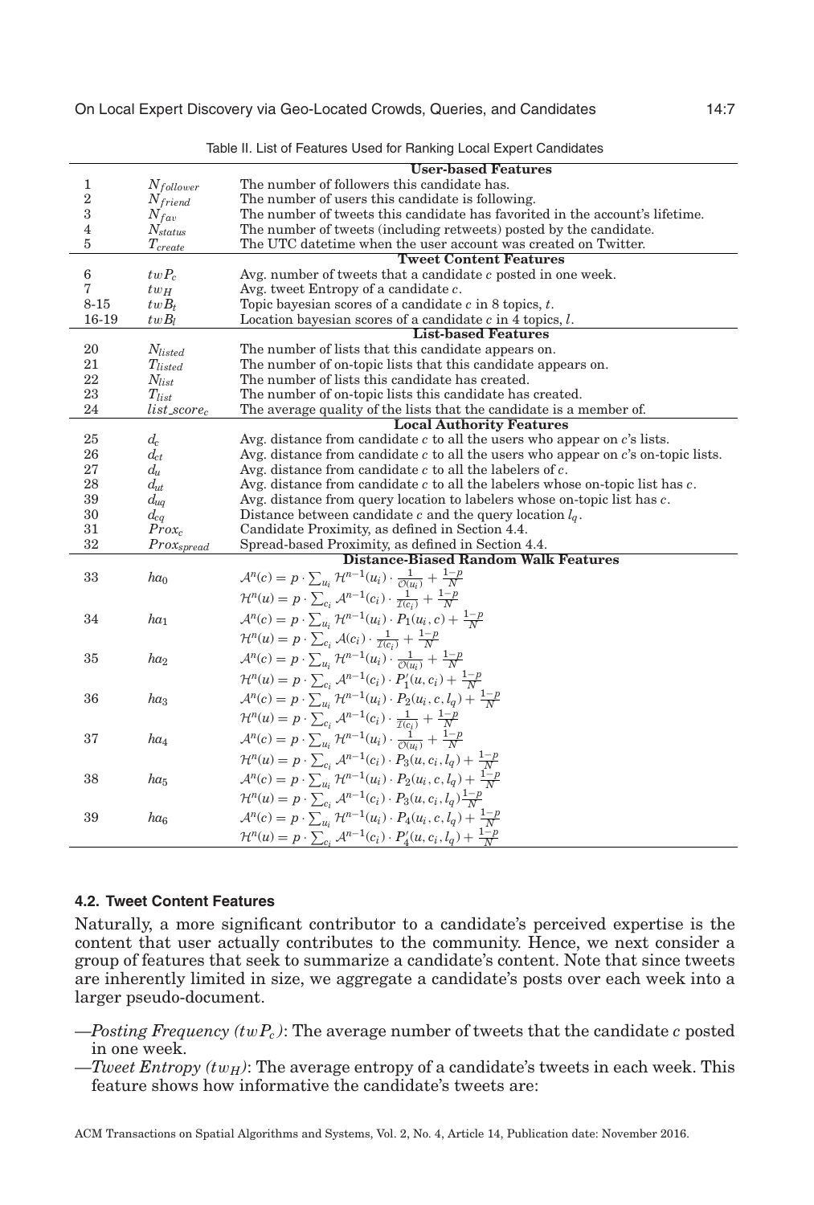Table II. List of Features Used for Ranking Local Expert Candidates

| | | **User-based Features** |
|---|---|---|
| 1 | $N_{follower}$ | The number of followers this candidate has. |
| 2 | $N_{friend}$ | The number of users this candidate is following. |
| 3 | $N_{fav}$ | The number of tweets this candidate has favorited in the account's lifetime. |
| 4 | $N_{status}$ | The number of tweets (including retweets) posted by the candidate. |
| 5 | $T_{create}$ | The UTC datetime when the user account was created on Twitter. |
| | | **Tweet Content Features** |
| 6 | $twP_c$ | Avg. number of tweets that a candidate $c$ posted in one week. |
| 7 | $tw_H$ | Avg. tweet Entropy of a candidate $c$. |
| 8-15 | $twB_t$ | Topic bayesian scores of a candidate $c$ in 8 topics, $t$. |
| 16-19 | $twB_l$ | Location bayesian scores of a candidate $c$ in 4 topics, $l$. |
| | | **List-based Features** |
| 20 | $N_{listed}$ | The number of lists that this candidate appears on. |
| 21 | $T_{listed}$ | The number of on-topic lists that this candidate appears on. |
| 22 | $N_{list}$ | The number of lists this candidate has created. |
| 23 | $T_{list}$ | The number of on-topic lists this candidate has created. |
| 24 | $list\_score_c$ | The average quality of the lists that the candidate is a member of. |
| | | **Local Authority Features** |
| 25 | $d_c$ | Avg. distance from candidate $c$ to all the users who appear on $c$'s lists. |
| 26 | $d_{ct}$ | Avg. distance from candidate $c$ to all the users who appear on $c$'s on-topic lists. |
| 27 | $d_u$ | Avg. distance from candidate $c$ to all the labelers of $c$. |
| 28 | $d_{ut}$ | Avg. distance from candidate $c$ to all the labelers whose on-topic list has $c$. |
| 39 | $d_{uq}$ | Avg. distance from query location to labelers whose on-topic list has $c$. |
| 30 | $d_{cq}$ | Distance between candidate $c$ and the query location $l_q$. |
| 31 | $Prox_c$ | Candidate Proximity, as defined in Section 4.4. |
| 32 | $Prox_{spread}$ | Spread-based Proximity, as defined in Section 4.4. |
| | | **Distance-Biased Random Walk Features** |
| 33 | $ha_0$ | $\mathcal{A}^n(c) = p \cdot \sum_{u_i} \mathcal{H}^{n-1}(u_i) \cdot \frac{1}{\mathcal{O}(u_i)} + \frac{1-p}{N}$ <br> $\mathcal{H}^n(u) = p \cdot \sum_{c_i} \mathcal{A}^{n-1}(c_i) \cdot \frac{1}{\mathcal{I}(c_i)} + \frac{1-p}{N}$ |
| 34 | $ha_1$ | $\mathcal{A}^n(c) = p \cdot \sum_{u_i} \mathcal{H}^{n-1}(u_i) \cdot P_1(u_i, c) + \frac{1-p}{N}$ <br> $\mathcal{H}^n(u) = p \cdot \sum_{c_i} \mathcal{A}(c_i) \cdot \frac{1}{\mathcal{I}(c_i)} + \frac{1-p}{N}$ |
| 35 | $ha_2$ | $\mathcal{A}^n(c) = p \cdot \sum_{u_i} \mathcal{H}^{n-1}(u_i) \cdot \frac{1}{\mathcal{O}(u_i)} + \frac{1-p}{N}$ <br> $\mathcal{H}^n(u) = p \cdot \sum_{c_i} \mathcal{A}^{n-1}(c_i) \cdot P_1'(u, c_i) + \frac{1-p}{N}$ |
| 36 | $ha_3$ | $\mathcal{A}^n(c) = p \cdot \sum_{u_i} \mathcal{H}^{n-1}(u_i) \cdot P_2(u_i, c, l_q) + \frac{1-p}{N}$ <br> $\mathcal{H}^n(u) = p \cdot \sum_{c_i} \mathcal{A}^{n-1}(c_i) \cdot \frac{1}{\mathcal{I}(c_i)} + \frac{1-p}{N}$ |
| 37 | $ha_4$ | $\mathcal{A}^n(c) = p \cdot \sum_{u_i} \mathcal{H}^{n-1}(u_i) \cdot \frac{1}{\mathcal{O}(u_i)} + \frac{1-p}{N}$ <br> $\mathcal{H}^n(u) = p \cdot \sum_{c_i} \mathcal{A}^{n-1}(c_i) \cdot P_3(u, c_i, l_q) + \frac{1-p}{N}$ |
| 38 | $ha_5$ | $\mathcal{A}^n(c) = p \cdot \sum_{u_i} \mathcal{H}^{n-1}(u_i) \cdot P_2(u_i, c, l_q) + \frac{1-p}{N}$ <br> $\mathcal{H}^n(u) = p \cdot \sum_{c_i} \mathcal{A}^{n-1}(c_i) \cdot P_3(u, c_i, l_q) \frac{1-p}{N}$ |
| 39 | $ha_6$ | $\mathcal{A}^n(c) = p \cdot \sum_{u_i} \mathcal{H}^{n-1}(u_i) \cdot P_4(u_i, c, l_q) + \frac{1-p}{N}$ <br> $\mathcal{H}^n(u) = p \cdot \sum_{c_i} \mathcal{A}^{n-1}(c_i) \cdot P_4'(u, c_i, l_q) + \frac{1-p}{N}$ |

### 4.2. Tweet Content Features

Naturally, a more significant contributor to a candidate's perceived expertise is the content that user actually contributes to the community. Hence, we next consider a group of features that seek to summarize a candidate's content. Note that since tweets are inherently limited in size, we aggregate a candidate's posts over each week into a larger pseudo-document.

—*Posting Frequency* ($twP_c$): The average number of tweets that the candidate $c$ posted in one week.

—*Tweet Entropy* ($tw_H$): The average entropy of a candidate's tweets in each week. This feature shows how informative the candidate's tweets are: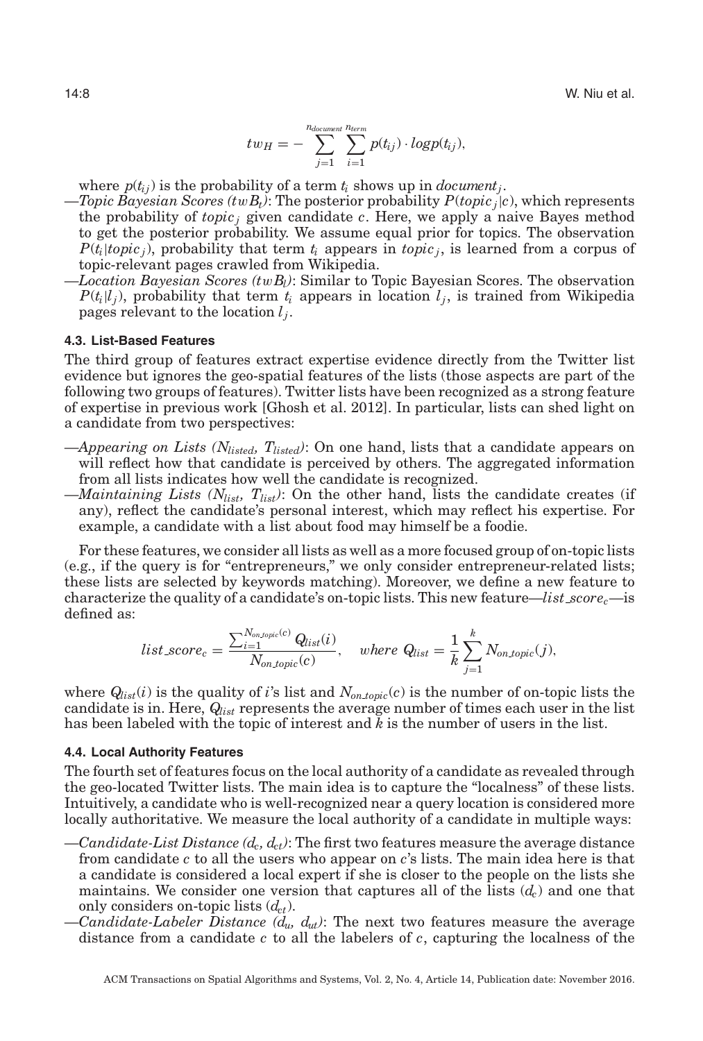$$tw_H = -\sum_{j=1}^{n_{document}} \sum_{i=1}^{n_{term}} p(t_{ij}) \cdot logp(t_{ij}),$$

where $p(t_{ij})$ is the probability of a term $t_i$ shows up in $document_j$.

—*Topic Bayesian Scores* ($twB_t$): The posterior probability $P(topic_j|c)$, which represents the probability of $topic_j$ given candidate $c$. Here, we apply a naive Bayes method to get the posterior probability. We assume equal prior for topics. The observation $P(t_i|topic_j)$, probability that term $t_i$ appears in $topic_j$, is learned from a corpus of topic-relevant pages crawled from Wikipedia.

—*Location Bayesian Scores* ($twB_l$): Similar to Topic Bayesian Scores. The observation $P(t_i|l_j)$, probability that term $t_i$ appears in location $l_j$, is trained from Wikipedia pages relevant to the location $l_j$.

### 4.3. List-Based Features

The third group of features extract expertise evidence directly from the Twitter list evidence but ignores the geo-spatial features of the lists (those aspects are part of the following two groups of features). Twitter lists have been recognized as a strong feature of expertise in previous work [Ghosh et al. 2012]. In particular, lists can shed light on a candidate from two perspectives:

—*Appearing on Lists* ($N_{listed}$, $T_{listed}$): On one hand, lists that a candidate appears on will reflect how that candidate is perceived by others. The aggregated information from all lists indicates how well the candidate is recognized.

—*Maintaining Lists* ($N_{list}$, $T_{list}$): On the other hand, lists the candidate creates (if any), reflect the candidate's personal interest, which may reflect his expertise. For example, a candidate with a list about food may himself be a foodie.

For these features, we consider all lists as well as a more focused group of on-topic lists (e.g., if the query is for "entrepreneurs," we only consider entrepreneur-related lists; these lists are selected by keywords matching). Moreover, we define a new feature to characterize the quality of a candidate's on-topic lists. This new feature—$list\_score_c$—is defined as:

$$list\_score_c = \frac{\sum_{i=1}^{N_{on\_topic}(c)} Q_{list}(i)}{N_{on\_topic}(c)}, \quad where\ Q_{list} = \frac{1}{k}\sum_{j=1}^{k} N_{on\_topic}(j),$$

where $Q_{list}(i)$ is the quality of $i$'s list and $N_{on\_topic}(c)$ is the number of on-topic lists the candidate is in. Here, $Q_{list}$ represents the average number of times each user in the list has been labeled with the topic of interest and $k$ is the number of users in the list.

### 4.4. Local Authority Features

The fourth set of features focus on the local authority of a candidate as revealed through the geo-located Twitter lists. The main idea is to capture the "localness" of these lists. Intuitively, a candidate who is well-recognized near a query location is considered more locally authoritative. We measure the local authority of a candidate in multiple ways:

—*Candidate-List Distance* ($d_c$, $d_{ct}$): The first two features measure the average distance from candidate $c$ to all the users who appear on $c$'s lists. The main idea here is that a candidate is considered a local expert if she is closer to the people on the lists she maintains. We consider one version that captures all of the lists ($d_c$) and one that only considers on-topic lists ($d_{ct}$).

—*Candidate-Labeler Distance* ($d_u$, $d_{ut}$): The next two features measure the average distance from a candidate $c$ to all the labelers of $c$, capturing the localness of the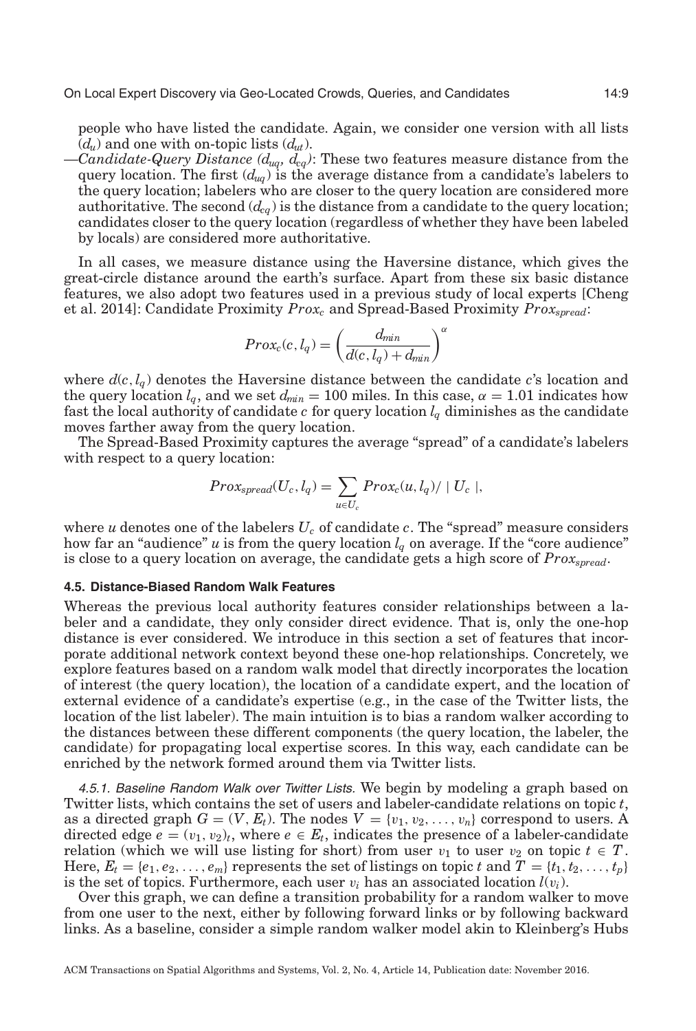people who have listed the candidate. Again, we consider one version with all lists ($d_u$) and one with on-topic lists ($d_{ut}$).

—*Candidate-Query Distance* ($d_{uq}$, $d_{cq}$): These two features measure distance from the query location. The first ($d_{uq}$) is the average distance from a candidate's labelers to the query location; labelers who are closer to the query location are considered more authoritative. The second ($d_{cq}$) is the distance from a candidate to the query location; candidates closer to the query location (regardless of whether they have been labeled by locals) are considered more authoritative.

In all cases, we measure distance using the Haversine distance, which gives the great-circle distance around the earth's surface. Apart from these six basic distance features, we also adopt two features used in a previous study of local experts [Cheng et al. 2014]: Candidate Proximity $Prox_c$ and Spread-Based Proximity $Prox_{spread}$:

$$Prox_c(c, l_q) = \left(\frac{d_{min}}{d(c, l_q) + d_{min}}\right)^{\alpha}$$

where $d(c, l_q)$ denotes the Haversine distance between the candidate $c$'s location and the query location $l_q$, and we set $d_{min} = 100$ miles. In this case, $\alpha = 1.01$ indicates how fast the local authority of candidate $c$ for query location $l_q$ diminishes as the candidate moves farther away from the query location.

The Spread-Based Proximity captures the average "spread" of a candidate's labelers with respect to a query location:

$$Prox_{spread}(U_c, l_q) = \sum_{u \in U_c} Prox_c(u, l_q) / \mid U_c \mid,$$

where $u$ denotes one of the labelers $U_c$ of candidate $c$. The "spread" measure considers how far an "audience" $u$ is from the query location $l_q$ on average. If the "core audience" is close to a query location on average, the candidate gets a high score of $Prox_{spread}$.

### 4.5. Distance-Biased Random Walk Features

Whereas the previous local authority features consider relationships between a labeler and a candidate, they only consider direct evidence. That is, only the one-hop distance is ever considered. We introduce in this section a set of features that incorporate additional network context beyond these one-hop relationships. Concretely, we explore features based on a random walk model that directly incorporates the location of interest (the query location), the location of a candidate expert, and the location of external evidence of a candidate's expertise (e.g., in the case of the Twitter lists, the location of the list labeler). The main intuition is to bias a random walker according to the distances between these different components (the query location, the labeler, the candidate) for propagating local expertise scores. In this way, each candidate can be enriched by the network formed around them via Twitter lists.

*4.5.1. Baseline Random Walk over Twitter Lists.* We begin by modeling a graph based on Twitter lists, which contains the set of users and labeler-candidate relations on topic $t$, as a directed graph $G = (V, E_t)$. The nodes $V = \{v_1, v_2, \ldots, v_n\}$ correspond to users. A directed edge $e = (v_1, v_2)_t$, where $e \in E_t$, indicates the presence of a labeler-candidate relation (which we will use listing for short) from user $v_1$ to user $v_2$ on topic $t \in T$. Here, $E_t = \{e_1, e_2, \ldots, e_m\}$ represents the set of listings on topic $t$ and $T = \{t_1, t_2, \ldots, t_p\}$ is the set of topics. Furthermore, each user $v_i$ has an associated location $l(v_i)$.

Over this graph, we can define a transition probability for a random walker to move from one user to the next, either by following forward links or by following backward links. As a baseline, consider a simple random walker model akin to Kleinberg's Hubs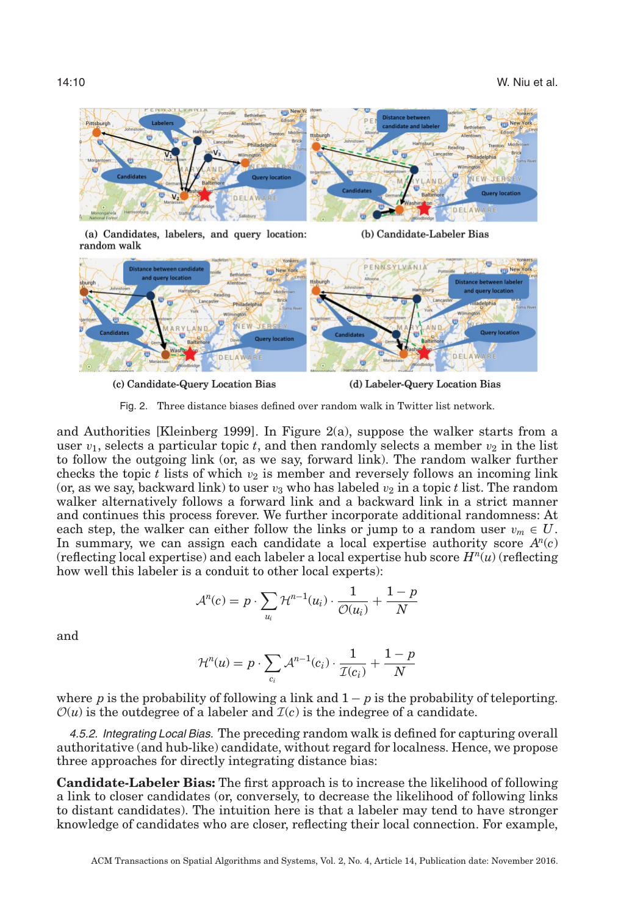(a) Candidates, labelers, and query location: random walk

(b) Candidate-Labeler Bias

(c) Candidate-Query Location Bias

(d) Labeler-Query Location Bias

Fig. 2. Three distance biases defined over random walk in Twitter list network.

and Authorities [Kleinberg 1999]. In Figure 2(a), suppose the walker starts from a user $v_1$, selects a particular topic $t$, and then randomly selects a member $v_2$ in the list to follow the outgoing link (or, as we say, forward link). The random walker further checks the topic $t$ lists of which $v_2$ is member and reversely follows an incoming link (or, as we say, backward link) to user $v_3$ who has labeled $v_2$ in a topic $t$ list. The random walker alternatively follows a forward link and a backward link in a strict manner and continues this process forever. We further incorporate additional randomness: At each step, the walker can either follow the links or jump to a random user $v_m \in U$. In summary, we can assign each candidate a local expertise authority score $A^n(c)$ (reflecting local expertise) and each labeler a local expertise hub score $H^n(u)$ (reflecting how well this labeler is a conduit to other local experts):

$$\mathcal{A}^n(c) = p \cdot \sum_{u_i} \mathcal{H}^{n-1}(u_i) \cdot \frac{1}{\mathcal{O}(u_i)} + \frac{1-p}{N}$$

and

$$\mathcal{H}^n(u) = p \cdot \sum_{c_i} \mathcal{A}^{n-1}(c_i) \cdot \frac{1}{\mathcal{I}(c_i)} + \frac{1-p}{N}$$

where $p$ is the probability of following a link and $1 - p$ is the probability of teleporting. $\mathcal{O}(u)$ is the outdegree of a labeler and $\mathcal{I}(c)$ is the indegree of a candidate.

*4.5.2. Integrating Local Bias.* The preceding random walk is defined for capturing overall authoritative (and hub-like) candidate, without regard for localness. Hence, we propose three approaches for directly integrating distance bias:

**Candidate-Labeler Bias:** The first approach is to increase the likelihood of following a link to closer candidates (or, conversely, to decrease the likelihood of following links to distant candidates). The intuition here is that a labeler may tend to have stronger knowledge of candidates who are closer, reflecting their local connection. For example,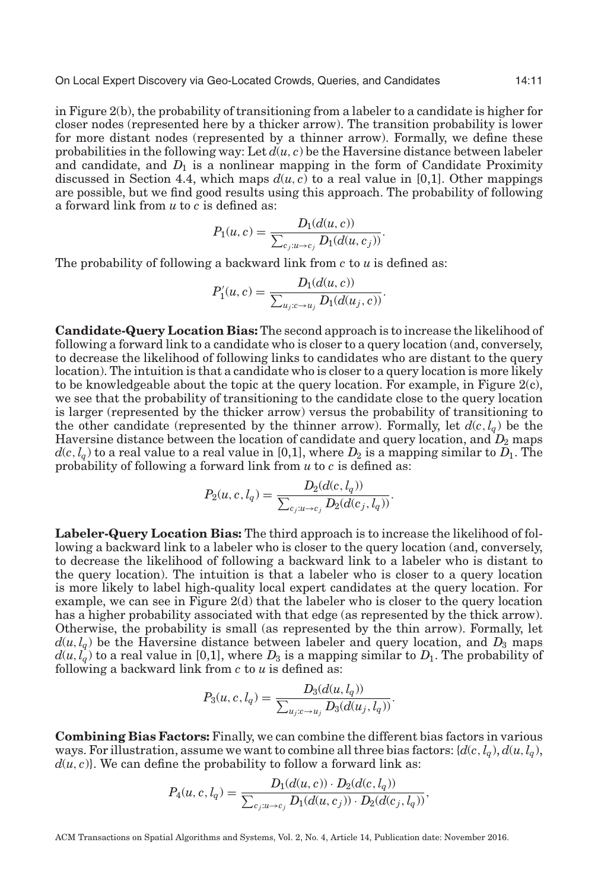in Figure 2(b), the probability of transitioning from a labeler to a candidate is higher for closer nodes (represented here by a thicker arrow). The transition probability is lower for more distant nodes (represented by a thinner arrow). Formally, we define these probabilities in the following way: Let $d(u, c)$ be the Haversine distance between labeler and candidate, and $D_1$ is a nonlinear mapping in the form of Candidate Proximity discussed in Section 4.4, which maps $d(u, c)$ to a real value in [0,1]. Other mappings are possible, but we find good results using this approach. The probability of following a forward link from $u$ to $c$ is defined as:

$$P_1(u, c) = \frac{D_1(d(u, c))}{\sum_{c_j : u \to c_j} D_1(d(u, c_j))}.$$

The probability of following a backward link from $c$ to $u$ is defined as:

$$P_1'(u, c) = \frac{D_1(d(u, c))}{\sum_{u_j : c \to u_j} D_1(d(u_j, c))}.$$

**Candidate-Query Location Bias:** The second approach is to increase the likelihood of following a forward link to a candidate who is closer to a query location (and, conversely, to decrease the likelihood of following links to candidates who are distant to the query location). The intuition is that a candidate who is closer to a query location is more likely to be knowledgeable about the topic at the query location. For example, in Figure 2(c), we see that the probability of transitioning to the candidate close to the query location is larger (represented by the thicker arrow) versus the probability of transitioning to the other candidate (represented by the thinner arrow). Formally, let $d(c, l_q)$ be the Haversine distance between the location of candidate and query location, and $D_2$ maps $d(c, l_q)$ to a real value to a real value in [0,1], where $D_2$ is a mapping similar to $D_1$. The probability of following a forward link from $u$ to $c$ is defined as:

$$P_2(u, c, l_q) = \frac{D_2(d(c, l_q))}{\sum_{c_j : u \to c_j} D_2(d(c_j, l_q))}.$$

**Labeler-Query Location Bias:** The third approach is to increase the likelihood of following a backward link to a labeler who is closer to the query location (and, conversely, to decrease the likelihood of following a backward link to a labeler who is distant to the query location). The intuition is that a labeler who is closer to a query location is more likely to label high-quality local expert candidates at the query location. For example, we can see in Figure 2(d) that the labeler who is closer to the query location has a higher probability associated with that edge (as represented by the thick arrow). Otherwise, the probability is small (as represented by the thin arrow). Formally, let $d(u, l_q)$ be the Haversine distance between labeler and query location, and $D_3$ maps $d(u, l_q)$ to a real value in [0,1], where $D_3$ is a mapping similar to $D_1$. The probability of following a backward link from $c$ to $u$ is defined as:

$$P_3(u, c, l_q) = \frac{D_3(d(u, l_q))}{\sum_{u_j : c \to u_j} D_3(d(u_j, l_q))}.$$

**Combining Bias Factors:** Finally, we can combine the different bias factors in various ways. For illustration, assume we want to combine all three bias factors: $\{d(c, l_q), d(u, l_q), d(u, c)\}$. We can define the probability to follow a forward link as:

$$P_4(u, c, l_q) = \frac{D_1(d(u, c)) \cdot D_2(d(c, l_q))}{\sum_{c_j : u \to c_j} D_1(d(u, c_j)) \cdot D_2(d(c_j, l_q))},$$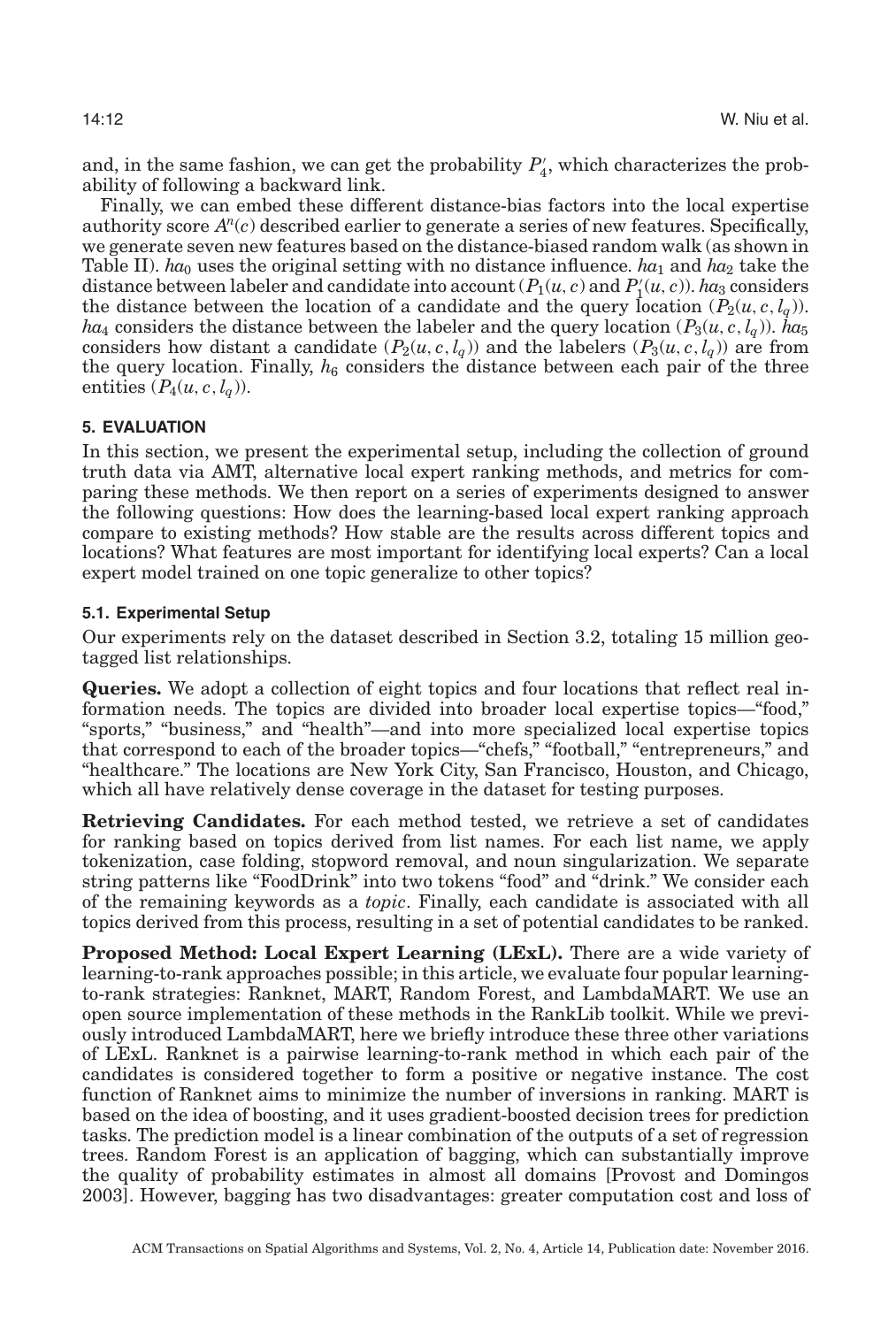and, in the same fashion, we can get the probability $P'_4$, which characterizes the probability of following a backward link.

Finally, we can embed these different distance-bias factors into the local expertise authority score $A^n(c)$ described earlier to generate a series of new features. Specifically, we generate seven new features based on the distance-biased random walk (as shown in Table II). $ha_0$ uses the original setting with no distance influence. $ha_1$ and $ha_2$ take the distance between labeler and candidate into account ($P_1(u, c)$ and $P'_1(u, c)$). $ha_3$ considers the distance between the location of a candidate and the query location ($P_2(u, c, l_q)$). $ha_4$ considers the distance between the labeler and the query location ($P_3(u, c, l_q)$). $ha_5$ considers how distant a candidate ($P_2(u, c, l_q)$) and the labelers ($P_3(u, c, l_q)$) are from the query location. Finally, $h_6$ considers the distance between each pair of the three entities ($P_4(u, c, l_q)$).

## 5. EVALUATION

In this section, we present the experimental setup, including the collection of ground truth data via AMT, alternative local expert ranking methods, and metrics for comparing these methods. We then report on a series of experiments designed to answer the following questions: How does the learning-based local expert ranking approach compare to existing methods? How stable are the results across different topics and locations? What features are most important for identifying local experts? Can a local expert model trained on one topic generalize to other topics?

### 5.1. Experimental Setup

Our experiments rely on the dataset described in Section 3.2, totaling 15 million geotagged list relationships.

**Queries.** We adopt a collection of eight topics and four locations that reflect real information needs. The topics are divided into broader local expertise topics—"food," "sports," "business," and "health"—and into more specialized local expertise topics that correspond to each of the broader topics—"chefs," "football," "entrepreneurs," and "healthcare." The locations are New York City, San Francisco, Houston, and Chicago, which all have relatively dense coverage in the dataset for testing purposes.

**Retrieving Candidates.** For each method tested, we retrieve a set of candidates for ranking based on topics derived from list names. For each list name, we apply tokenization, case folding, stopword removal, and noun singularization. We separate string patterns like "FoodDrink" into two tokens "food" and "drink." We consider each of the remaining keywords as a *topic*. Finally, each candidate is associated with all topics derived from this process, resulting in a set of potential candidates to be ranked.

**Proposed Method: Local Expert Learning (LExL).** There are a wide variety of learning-to-rank approaches possible; in this article, we evaluate four popular learning-to-rank strategies: Ranknet, MART, Random Forest, and LambdaMART. We use an open source implementation of these methods in the RankLib toolkit. While we previously introduced LambdaMART, here we briefly introduce these three other variations of LExL. Ranknet is a pairwise learning-to-rank method in which each pair of the candidates is considered together to form a positive or negative instance. The cost function of Ranknet aims to minimize the number of inversions in ranking. MART is based on the idea of boosting, and it uses gradient-boosted decision trees for prediction tasks. The prediction model is a linear combination of the outputs of a set of regression trees. Random Forest is an application of bagging, which can substantially improve the quality of probability estimates in almost all domains [Provost and Domingos 2003]. However, bagging has two disadvantages: greater computation cost and loss of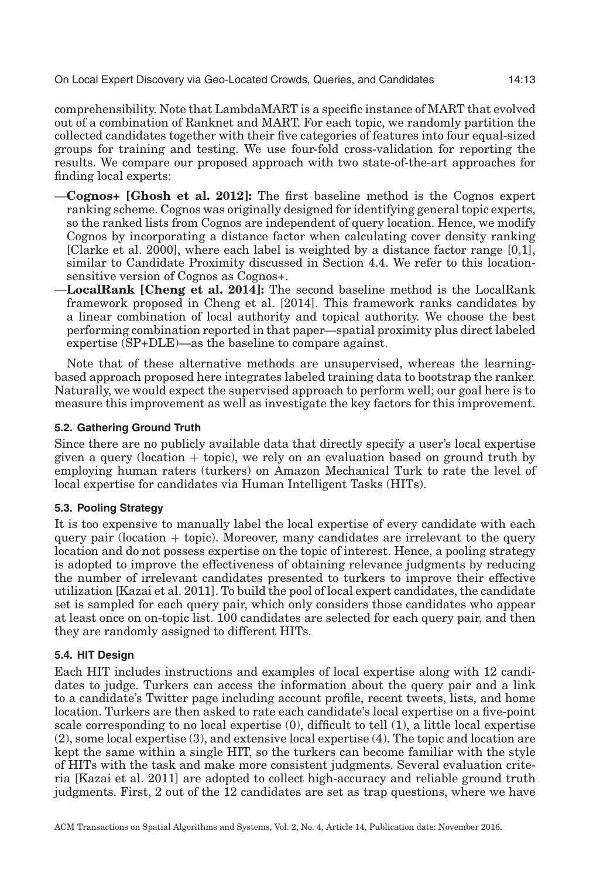comprehensibility. Note that LambdaMART is a specific instance of MART that evolved out of a combination of Ranknet and MART. For each topic, we randomly partition the collected candidates together with their five categories of features into four equal-sized groups for training and testing. We use four-fold cross-validation for reporting the results. We compare our proposed approach with two state-of-the-art approaches for finding local experts:

—**Cognos+ [Ghosh et al. 2012]:** The first baseline method is the Cognos expert ranking scheme. Cognos was originally designed for identifying general topic experts, so the ranked lists from Cognos are independent of query location. Hence, we modify Cognos by incorporating a distance factor when calculating cover density ranking [Clarke et al. 2000], where each label is weighted by a distance factor range [0,1], similar to Candidate Proximity discussed in Section 4.4. We refer to this location-sensitive version of Cognos as Cognos+.

—**LocalRank [Cheng et al. 2014]:** The second baseline method is the LocalRank framework proposed in Cheng et al. [2014]. This framework ranks candidates by a linear combination of local authority and topical authority. We choose the best performing combination reported in that paper—spatial proximity plus direct labeled expertise (SP+DLE)—as the baseline to compare against.

Note that of these alternative methods are unsupervised, whereas the learning-based approach proposed here integrates labeled training data to bootstrap the ranker. Naturally, we would expect the supervised approach to perform well; our goal here is to measure this improvement as well as investigate the key factors for this improvement.

### 5.2. Gathering Ground Truth

Since there are no publicly available data that directly specify a user's local expertise given a query (location + topic), we rely on an evaluation based on ground truth by employing human raters (turkers) on Amazon Mechanical Turk to rate the level of local expertise for candidates via Human Intelligent Tasks (HITs).

### 5.3. Pooling Strategy

It is too expensive to manually label the local expertise of every candidate with each query pair (location + topic). Moreover, many candidates are irrelevant to the query location and do not possess expertise on the topic of interest. Hence, a pooling strategy is adopted to improve the effectiveness of obtaining relevance judgments by reducing the number of irrelevant candidates presented to turkers to improve their effective utilization [Kazai et al. 2011]. To build the pool of local expert candidates, the candidate set is sampled for each query pair, which only considers those candidates who appear at least once on on-topic list. 100 candidates are selected for each query pair, and then they are randomly assigned to different HITs.

### 5.4. HIT Design

Each HIT includes instructions and examples of local expertise along with 12 candidates to judge. Turkers can access the information about the query pair and a link to a candidate's Twitter page including account profile, recent tweets, lists, and home location. Turkers are then asked to rate each candidate's local expertise on a five-point scale corresponding to no local expertise (0), difficult to tell (1), a little local expertise (2), some local expertise (3), and extensive local expertise (4). The topic and location are kept the same within a single HIT, so the turkers can become familiar with the style of HITs with the task and make more consistent judgments. Several evaluation criteria [Kazai et al. 2011] are adopted to collect high-accuracy and reliable ground truth judgments. First, 2 out of the 12 candidates are set as trap questions, where we have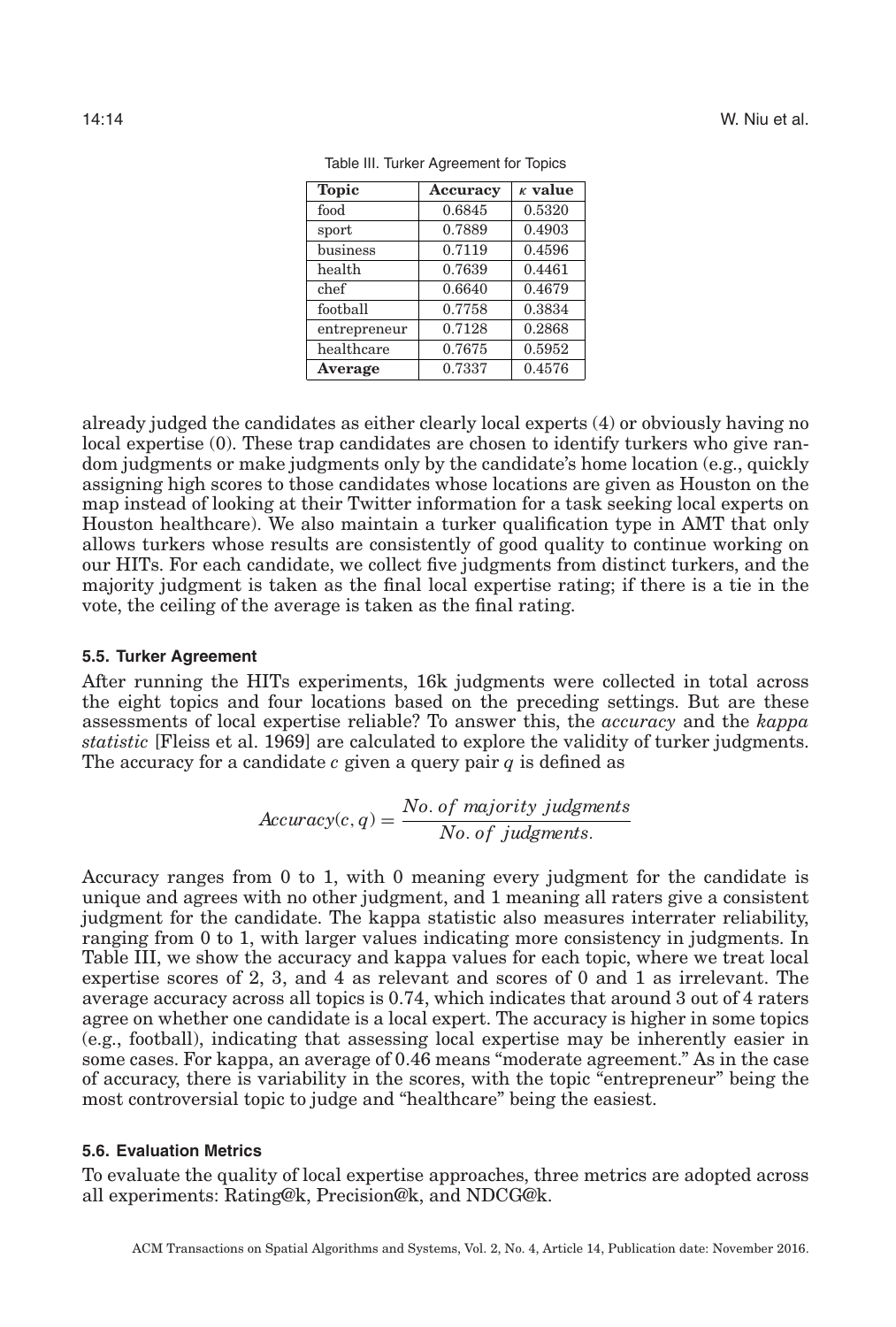Table III. Turker Agreement for Topics

| Topic | Accuracy | $\kappa$ value |
|---|---|---|
| food | 0.6845 | 0.5320 |
| sport | 0.7889 | 0.4903 |
| business | 0.7119 | 0.4596 |
| health | 0.7639 | 0.4461 |
| chef | 0.6640 | 0.4679 |
| football | 0.7758 | 0.3834 |
| entrepreneur | 0.7128 | 0.2868 |
| healthcare | 0.7675 | 0.5952 |
| **Average** | 0.7337 | 0.4576 |

already judged the candidates as either clearly local experts (4) or obviously having no local expertise (0). These trap candidates are chosen to identify turkers who give random judgments or make judgments only by the candidate's home location (e.g., quickly assigning high scores to those candidates whose locations are given as Houston on the map instead of looking at their Twitter information for a task seeking local experts on Houston healthcare). We also maintain a turker qualification type in AMT that only allows turkers whose results are consistently of good quality to continue working on our HITs. For each candidate, we collect five judgments from distinct turkers, and the majority judgment is taken as the final local expertise rating; if there is a tie in the vote, the ceiling of the average is taken as the final rating.

### 5.5. Turker Agreement

After running the HITs experiments, 16k judgments were collected in total across the eight topics and four locations based on the preceding settings. But are these assessments of local expertise reliable? To answer this, the *accuracy* and the *kappa statistic* [Fleiss et al. 1969] are calculated to explore the validity of turker judgments. The accuracy for a candidate $c$ given a query pair $q$ is defined as

$$Accuracy(c, q) = \frac{No.\ of\ majority\ judgments}{No.\ of\ judgments.}$$

Accuracy ranges from 0 to 1, with 0 meaning every judgment for the candidate is unique and agrees with no other judgment, and 1 meaning all raters give a consistent judgment for the candidate. The kappa statistic also measures interrater reliability, ranging from 0 to 1, with larger values indicating more consistency in judgments. In Table III, we show the accuracy and kappa values for each topic, where we treat local expertise scores of 2, 3, and 4 as relevant and scores of 0 and 1 as irrelevant. The average accuracy across all topics is 0.74, which indicates that around 3 out of 4 raters agree on whether one candidate is a local expert. The accuracy is higher in some topics (e.g., football), indicating that assessing local expertise may be inherently easier in some cases. For kappa, an average of 0.46 means "moderate agreement." As in the case of accuracy, there is variability in the scores, with the topic "entrepreneur" being the most controversial topic to judge and "healthcare" being the easiest.

### 5.6. Evaluation Metrics

To evaluate the quality of local expertise approaches, three metrics are adopted across all experiments: Rating@k, Precision@k, and NDCG@k.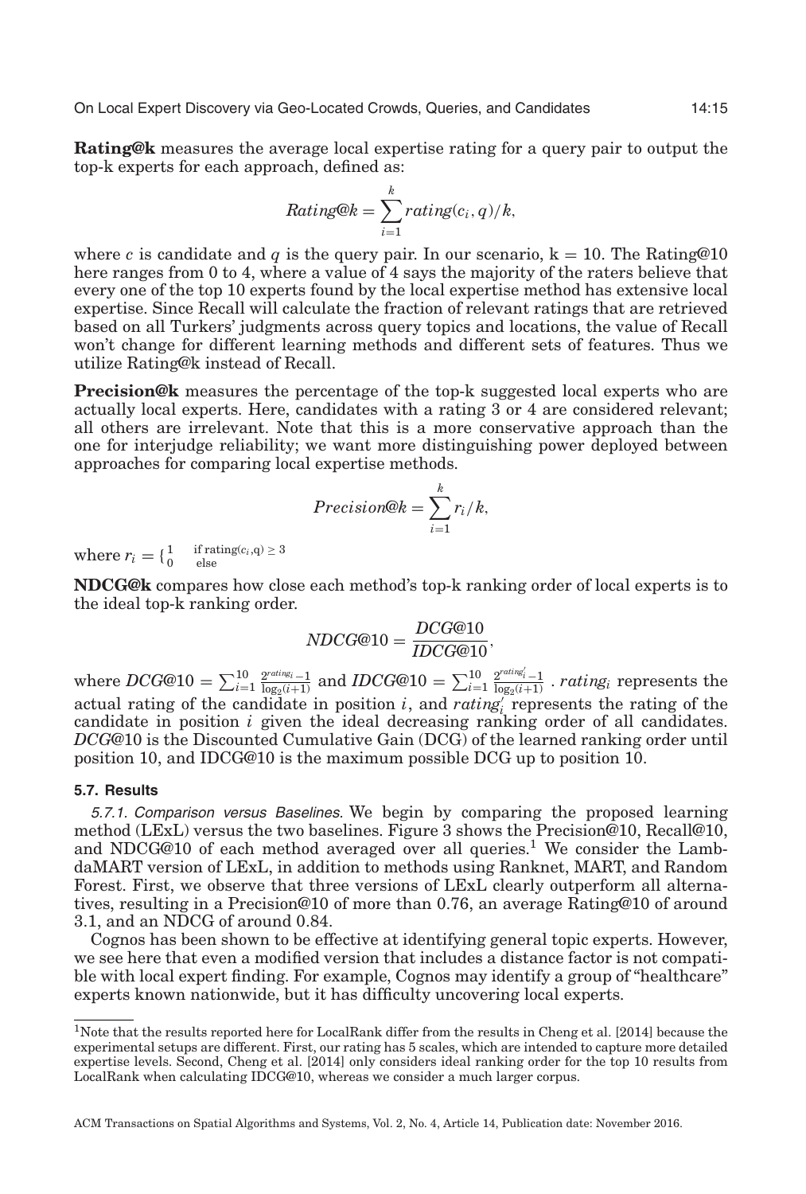**Rating@k** measures the average local expertise rating for a query pair to output the top-k experts for each approach, defined as:

$$Rating@k = \sum_{i=1}^{k} rating(c_i, q)/k,$$

where $c$ is candidate and $q$ is the query pair. In our scenario, $k = 10$. The Rating@10 here ranges from 0 to 4, where a value of 4 says the majority of the raters believe that every one of the top 10 experts found by the local expertise method has extensive local expertise. Since Recall will calculate the fraction of relevant ratings that are retrieved based on all Turkers' judgments across query topics and locations, the value of Recall won't change for different learning methods and different sets of features. Thus we utilize Rating@k instead of Recall.

**Precision@k** measures the percentage of the top-k suggested local experts who are actually local experts. Here, candidates with a rating 3 or 4 are considered relevant; all others are irrelevant. Note that this is a more conservative approach than the one for interjudge reliability; we want more distinguishing power deployed between approaches for comparing local expertise methods.

$$Precision@k = \sum_{i=1}^{k} r_i/k,$$

where $r_i = \begin{cases} 1 & \text{if rating}(c_i,\text{q}) \geq 3 \\ 0 & \text{else} \end{cases}$

**NDCG@k** compares how close each method's top-k ranking order of local experts is to the ideal top-k ranking order.

$$NDCG@10 = \frac{DCG@10}{IDCG@10},$$

where $DCG@10 = \sum_{i=1}^{10} \frac{2^{rating_i}-1}{\log_2(i+1)}$ and $IDCG@10 = \sum_{i=1}^{10} \frac{2^{rating'_i}-1}{\log_2(i+1)}$ . $rating_i$ represents the actual rating of the candidate in position $i$, and $rating'_i$ represents the rating of the candidate in position $i$ given the ideal decreasing ranking order of all candidates. $DCG@10$ is the Discounted Cumulative Gain (DCG) of the learned ranking order until position 10, and IDCG@10 is the maximum possible DCG up to position 10.

### 5.7. Results

*5.7.1. Comparison versus Baselines.* We begin by comparing the proposed learning method (LExL) versus the two baselines. Figure 3 shows the Precision@10, Recall@10, and NDCG@10 of each method averaged over all queries.[1] We consider the LambdaMART version of LExL, in addition to methods using Ranknet, MART, and Random Forest. First, we observe that three versions of LExL clearly outperform all alternatives, resulting in a Precision@10 of more than 0.76, an average Rating@10 of around 3.1, and an NDCG of around 0.84.

Cognos has been shown to be effective at identifying general topic experts. However, we see here that even a modified version that includes a distance factor is not compatible with local expert finding. For example, Cognos may identify a group of "healthcare" experts known nationwide, but it has difficulty uncovering local experts.

[1] Note that the results reported here for LocalRank differ from the results in Cheng et al. [2014] because the experimental setups are different. First, our rating has 5 scales, which are intended to capture more detailed expertise levels. Second, Cheng et al. [2014] only considers ideal ranking order for the top 10 results from LocalRank when calculating IDCG@10, whereas we consider a much larger corpus.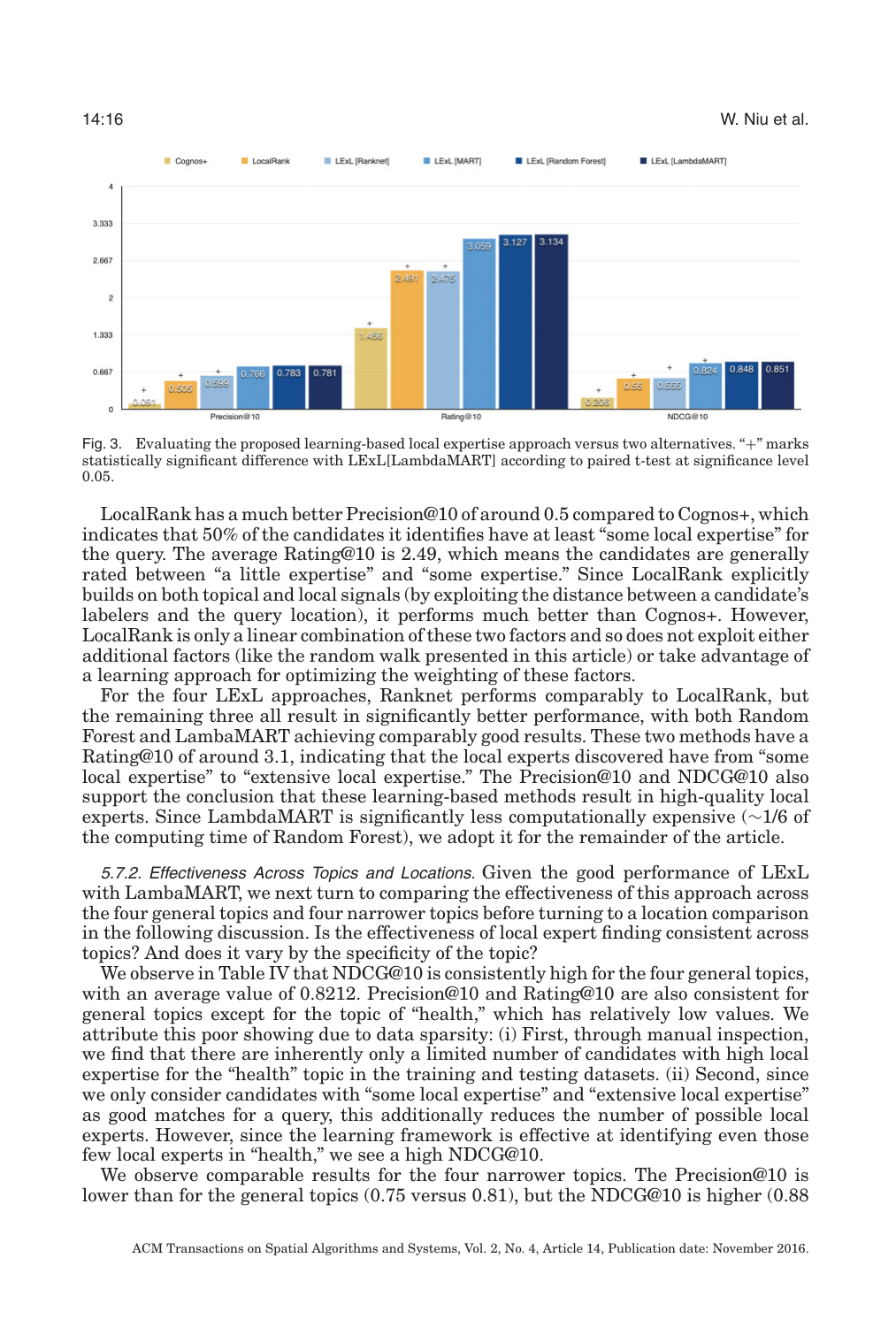Fig. 3. Evaluating the proposed learning-based local expertise approach versus two alternatives. "+" marks statistically significant difference with LExL[LambdaMART] according to paired t-test at significance level 0.05.

LocalRank has a much better Precision@10 of around 0.5 compared to Cognos+, which indicates that 50% of the candidates it identifies have at least "some local expertise" for the query. The average Rating@10 is 2.49, which means the candidates are generally rated between "a little expertise" and "some expertise." Since LocalRank explicitly builds on both topical and local signals (by exploiting the distance between a candidate's labelers and the query location), it performs much better than Cognos+. However, LocalRank is only a linear combination of these two factors and so does not exploit either additional factors (like the random walk presented in this article) or take advantage of a learning approach for optimizing the weighting of these factors.

For the four LExL approaches, Ranknet performs comparably to LocalRank, but the remaining three all result in significantly better performance, with both Random Forest and LambaMART achieving comparably good results. These two methods have a Rating@10 of around 3.1, indicating that the local experts discovered have from "some local expertise" to "extensive local expertise." The Precision@10 and NDCG@10 also support the conclusion that these learning-based methods result in high-quality local experts. Since LambdaMART is significantly less computationally expensive (~1/6 of the computing time of Random Forest), we adopt it for the remainder of the article.

*5.7.2. Effectiveness Across Topics and Locations.* Given the good performance of LExL with LambaMART, we next turn to comparing the effectiveness of this approach across the four general topics and four narrower topics before turning to a location comparison in the following discussion. Is the effectiveness of local expert finding consistent across topics? And does it vary by the specificity of the topic?

We observe in Table IV that NDCG@10 is consistently high for the four general topics, with an average value of 0.8212. Precision@10 and Rating@10 are also consistent for general topics except for the topic of "health," which has relatively low values. We attribute this poor showing due to data sparsity: (i) First, through manual inspection, we find that there are inherently only a limited number of candidates with high local expertise for the "health" topic in the training and testing datasets. (ii) Second, since we only consider candidates with "some local expertise" and "extensive local expertise" as good matches for a query, this additionally reduces the number of possible local experts. However, since the learning framework is effective at identifying even those few local experts in "health," we see a high NDCG@10.

We observe comparable results for the four narrower topics. The Precision@10 is lower than for the general topics (0.75 versus 0.81), but the NDCG@10 is higher (0.88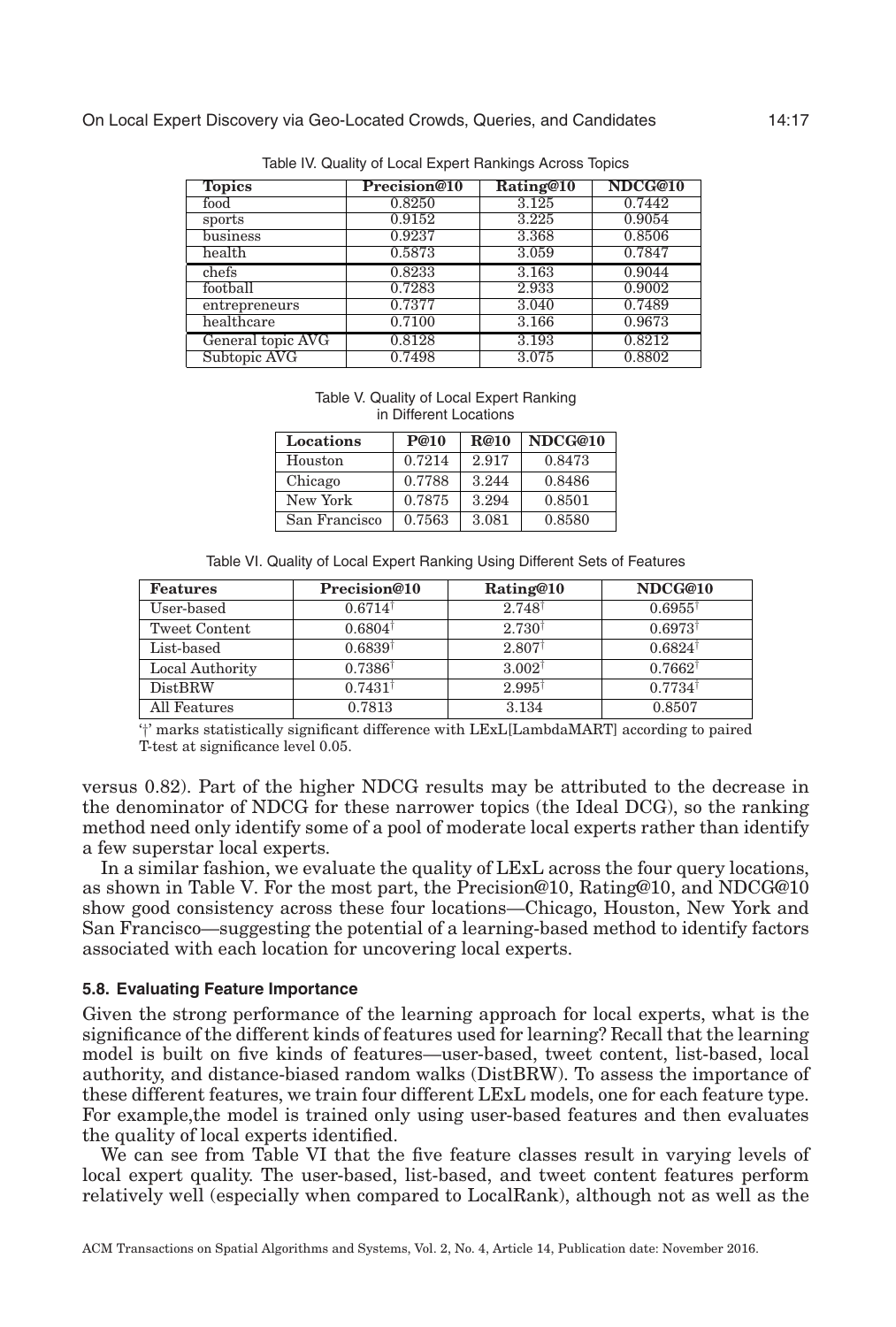Table IV. Quality of Local Expert Rankings Across Topics

| Topics | Precision@10 | Rating@10 | NDCG@10 |
|---|---|---|---|
| food | 0.8250 | 3.125 | 0.7442 |
| sports | 0.9152 | 3.225 | 0.9054 |
| business | 0.9237 | 3.368 | 0.8506 |
| health | 0.5873 | 3.059 | 0.7847 |
| chefs | 0.8233 | 3.163 | 0.9044 |
| football | 0.7283 | 2.933 | 0.9002 |
| entrepreneurs | 0.7377 | 3.040 | 0.7489 |
| healthcare | 0.7100 | 3.166 | 0.9673 |
| General topic AVG | 0.8128 | 3.193 | 0.8212 |
| Subtopic AVG | 0.7498 | 3.075 | 0.8802 |

Table V. Quality of Local Expert Ranking in Different Locations

| Locations | P@10 | R@10 | NDCG@10 |
|---|---|---|---|
| Houston | 0.7214 | 2.917 | 0.8473 |
| Chicago | 0.7788 | 3.244 | 0.8486 |
| New York | 0.7875 | 3.294 | 0.8501 |
| San Francisco | 0.7563 | 3.081 | 0.8580 |

Table VI. Quality of Local Expert Ranking Using Different Sets of Features

| Features | Precision@10 | Rating@10 | NDCG@10 |
|---|---|---|---|
| User-based | $0.6714^{\dagger}$ | $2.748^{\dagger}$ | $0.6955^{\dagger}$ |
| Tweet Content | $0.6804^{\dagger}$ | $2.730^{\dagger}$ | $0.6973^{\dagger}$ |
| List-based | $0.6839^{\dagger}$ | $2.807^{\dagger}$ | $0.6824^{\dagger}$ |
| Local Authority | $0.7386^{\dagger}$ | $3.002^{\dagger}$ | $0.7662^{\dagger}$ |
| DistBRW | $0.7431^{\dagger}$ | $2.995^{\dagger}$ | $0.7734^{\dagger}$ |
| All Features | 0.7813 | 3.134 | 0.8507 |

'†' marks statistically significant difference with LExL[LambdaMART] according to paired T-test at significance level 0.05.

versus 0.82). Part of the higher NDCG results may be attributed to the decrease in the denominator of NDCG for these narrower topics (the Ideal DCG), so the ranking method need only identify some of a pool of moderate local experts rather than identify a few superstar local experts.

In a similar fashion, we evaluate the quality of LExL across the four query locations, as shown in Table V. For the most part, the Precision@10, Rating@10, and NDCG@10 show good consistency across these four locations—Chicago, Houston, New York and San Francisco—suggesting the potential of a learning-based method to identify factors associated with each location for uncovering local experts.

### 5.8. Evaluating Feature Importance

Given the strong performance of the learning approach for local experts, what is the significance of the different kinds of features used for learning? Recall that the learning model is built on five kinds of features—user-based, tweet content, list-based, local authority, and distance-biased random walks (DistBRW). To assess the importance of these different features, we train four different LExL models, one for each feature type. For example,the model is trained only using user-based features and then evaluates the quality of local experts identified.

We can see from Table VI that the five feature classes result in varying levels of local expert quality. The user-based, list-based, and tweet content features perform relatively well (especially when compared to LocalRank), although not as well as the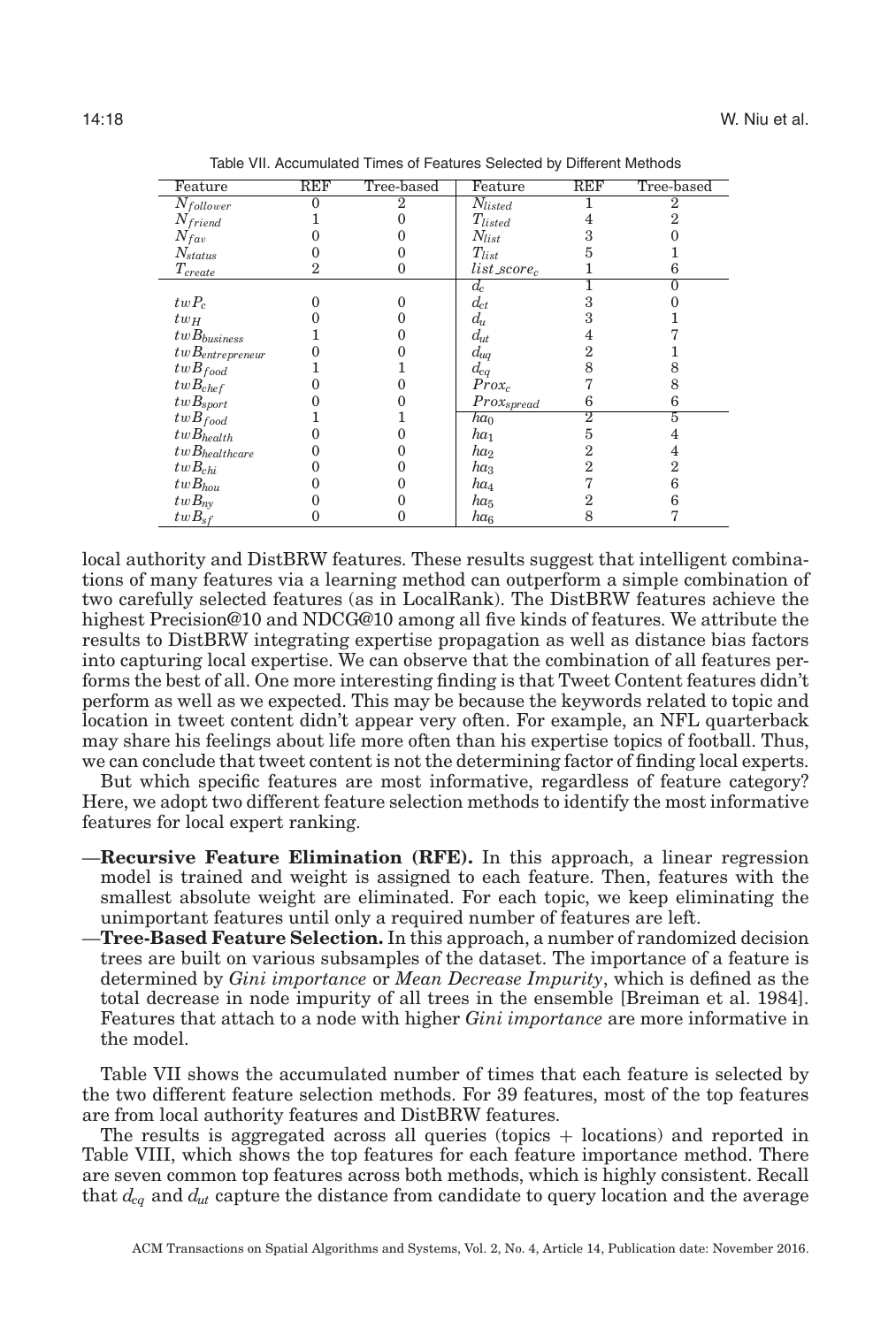Table VII. Accumulated Times of Features Selected by Different Methods

| Feature | REF | Tree-based | Feature | REF | Tree-based |
|---|---|---|---|---|---|
| $N_{follower}$ | 0 | 2 | $N_{listed}$ | 1 | 2 |
| $N_{friend}$ | 1 | 0 | $T_{listed}$ | 4 | 2 |
| $N_{fav}$ | 0 | 0 | $N_{list}$ | 3 | 0 |
| $N_{status}$ | 0 | 0 | $T_{list}$ | 5 | 1 |
| $T_{create}$ | 2 | 0 | $list\_score_c$ | 1 | 6 |
| | | | $d_c$ | 1 | 0 |
| $twP_c$ | 0 | 0 | $d_{ct}$ | 3 | 0 |
| $tw_H$ | 0 | 0 | $d_u$ | 3 | 1 |
| $twB_{business}$ | 1 | 0 | $d_{ut}$ | 4 | 7 |
| $twB_{entrepreneur}$ | 0 | 0 | $d_{uq}$ | 2 | 1 |
| $twB_{food}$ | 1 | 1 | $d_{cq}$ | 8 | 8 |
| $twB_{chef}$ | 0 | 0 | $Prox_c$ | 7 | 8 |
| $twB_{sport}$ | 0 | 0 | $Prox_{spread}$ | 6 | 6 |
| $twB_{food}$ | 1 | 1 | $ha_0$ | 2 | 5 |
| $twB_{health}$ | 0 | 0 | $ha_1$ | 5 | 4 |
| $twB_{healthcare}$ | 0 | 0 | $ha_2$ | 2 | 4 |
| $twB_{chi}$ | 0 | 0 | $ha_3$ | 2 | 2 |
| $twB_{hou}$ | 0 | 0 | $ha_4$ | 7 | 6 |
| $twB_{ny}$ | 0 | 0 | $ha_5$ | 2 | 6 |
| $twB_{sf}$ | 0 | 0 | $ha_6$ | 8 | 7 |

local authority and DistBRW features. These results suggest that intelligent combinations of many features via a learning method can outperform a simple combination of two carefully selected features (as in LocalRank). The DistBRW features achieve the highest Precision@10 and NDCG@10 among all five kinds of features. We attribute the results to DistBRW integrating expertise propagation as well as distance bias factors into capturing local expertise. We can observe that the combination of all features performs the best of all. One more interesting finding is that Tweet Content features didn't perform as well as we expected. This may be because the keywords related to topic and location in tweet content didn't appear very often. For example, an NFL quarterback may share his feelings about life more often than his expertise topics of football. Thus, we can conclude that tweet content is not the determining factor of finding local experts.

But which specific features are most informative, regardless of feature category? Here, we adopt two different feature selection methods to identify the most informative features for local expert ranking.

— **Recursive Feature Elimination (RFE).** In this approach, a linear regression model is trained and weight is assigned to each feature. Then, features with the smallest absolute weight are eliminated. For each topic, we keep eliminating the unimportant features until only a required number of features are left.

— **Tree-Based Feature Selection.** In this approach, a number of randomized decision trees are built on various subsamples of the dataset. The importance of a feature is determined by *Gini importance* or *Mean Decrease Impurity*, which is defined as the total decrease in node impurity of all trees in the ensemble [Breiman et al. 1984]. Features that attach to a node with higher *Gini importance* are more informative in the model.

Table VII shows the accumulated number of times that each feature is selected by the two different feature selection methods. For 39 features, most of the top features are from local authority features and DistBRW features.

The results is aggregated across all queries (topics + locations) and reported in Table VIII, which shows the top features for each feature importance method. There are seven common top features across both methods, which is highly consistent. Recall that $d_{cq}$ and $d_{ut}$ capture the distance from candidate to query location and the average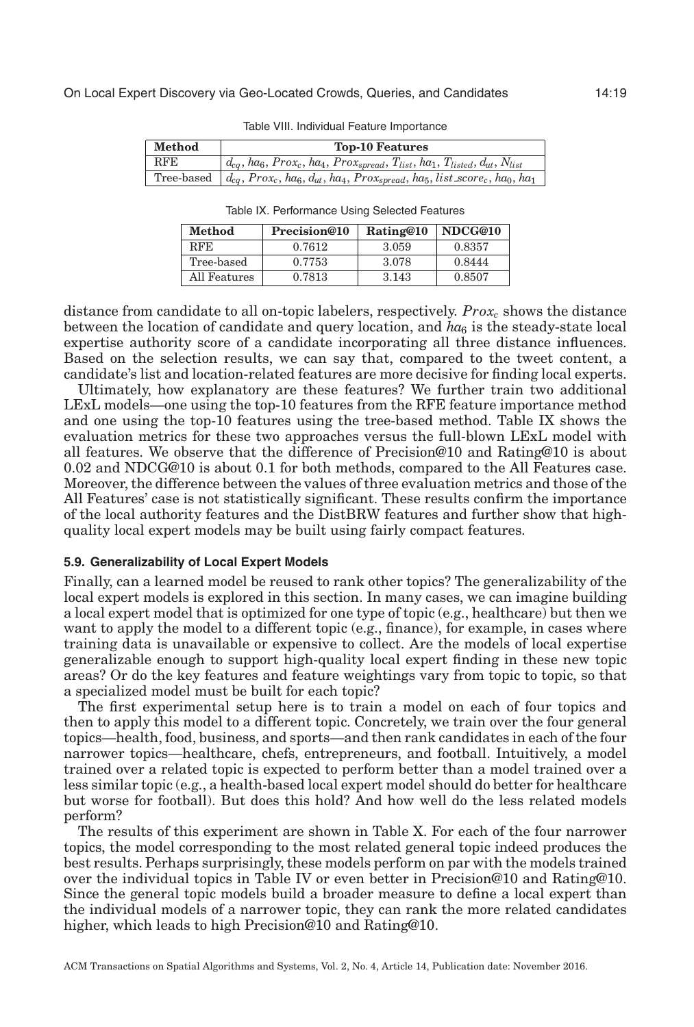Table VIII. Individual Feature Importance

| Method | Top-10 Features |
|---|---|
| RFE | $d_{cq}$, $ha_6$, $Prox_c$, $ha_4$, $Prox_{spread}$, $T_{list}$, $ha_1$, $T_{listed}$, $d_{ut}$, $N_{list}$ |
| Tree-based | $d_{cq}$, $Prox_c$, $ha_6$, $d_{ut}$, $ha_4$, $Prox_{spread}$, $ha_5$, $list\_score_c$, $ha_0$, $ha_1$ |

Table IX. Performance Using Selected Features

| Method | Precision@10 | Rating@10 | NDCG@10 |
|---|---|---|---|
| RFE | 0.7612 | 3.059 | 0.8357 |
| Tree-based | 0.7753 | 3.078 | 0.8444 |
| All Features | 0.7813 | 3.143 | 0.8507 |

distance from candidate to all on-topic labelers, respectively. $Prox_c$ shows the distance between the location of candidate and query location, and $ha_6$ is the steady-state local expertise authority score of a candidate incorporating all three distance influences. Based on the selection results, we can say that, compared to the tweet content, a candidate's list and location-related features are more decisive for finding local experts.

Ultimately, how explanatory are these features? We further train two additional LExL models—one using the top-10 features from the RFE feature importance method and one using the top-10 features using the tree-based method. Table IX shows the evaluation metrics for these two approaches versus the full-blown LExL model with all features. We observe that the difference of Precision@10 and Rating@10 is about 0.02 and NDCG@10 is about 0.1 for both methods, compared to the All Features case. Moreover, the difference between the values of three evaluation metrics and those of the All Features' case is not statistically significant. These results confirm the importance of the local authority features and the DistBRW features and further show that high-quality local expert models may be built using fairly compact features.

### 5.9. Generalizability of Local Expert Models

Finally, can a learned model be reused to rank other topics? The generalizability of the local expert models is explored in this section. In many cases, we can imagine building a local expert model that is optimized for one type of topic (e.g., healthcare) but then we want to apply the model to a different topic (e.g., finance), for example, in cases where training data is unavailable or expensive to collect. Are the models of local expertise generalizable enough to support high-quality local expert finding in these new topic areas? Or do the key features and feature weightings vary from topic to topic, so that a specialized model must be built for each topic?

The first experimental setup here is to train a model on each of four topics and then to apply this model to a different topic. Concretely, we train over the four general topics—health, food, business, and sports—and then rank candidates in each of the four narrower topics—healthcare, chefs, entrepreneurs, and football. Intuitively, a model trained over a related topic is expected to perform better than a model trained over a less similar topic (e.g., a health-based local expert model should do better for healthcare but worse for football). But does this hold? And how well do the less related models perform?

The results of this experiment are shown in Table X. For each of the four narrower topics, the model corresponding to the most related general topic indeed produces the best results. Perhaps surprisingly, these models perform on par with the models trained over the individual topics in Table IV or even better in Precision@10 and Rating@10. Since the general topic models build a broader measure to define a local expert than the individual models of a narrower topic, they can rank the more related candidates higher, which leads to high Precision@10 and Rating@10.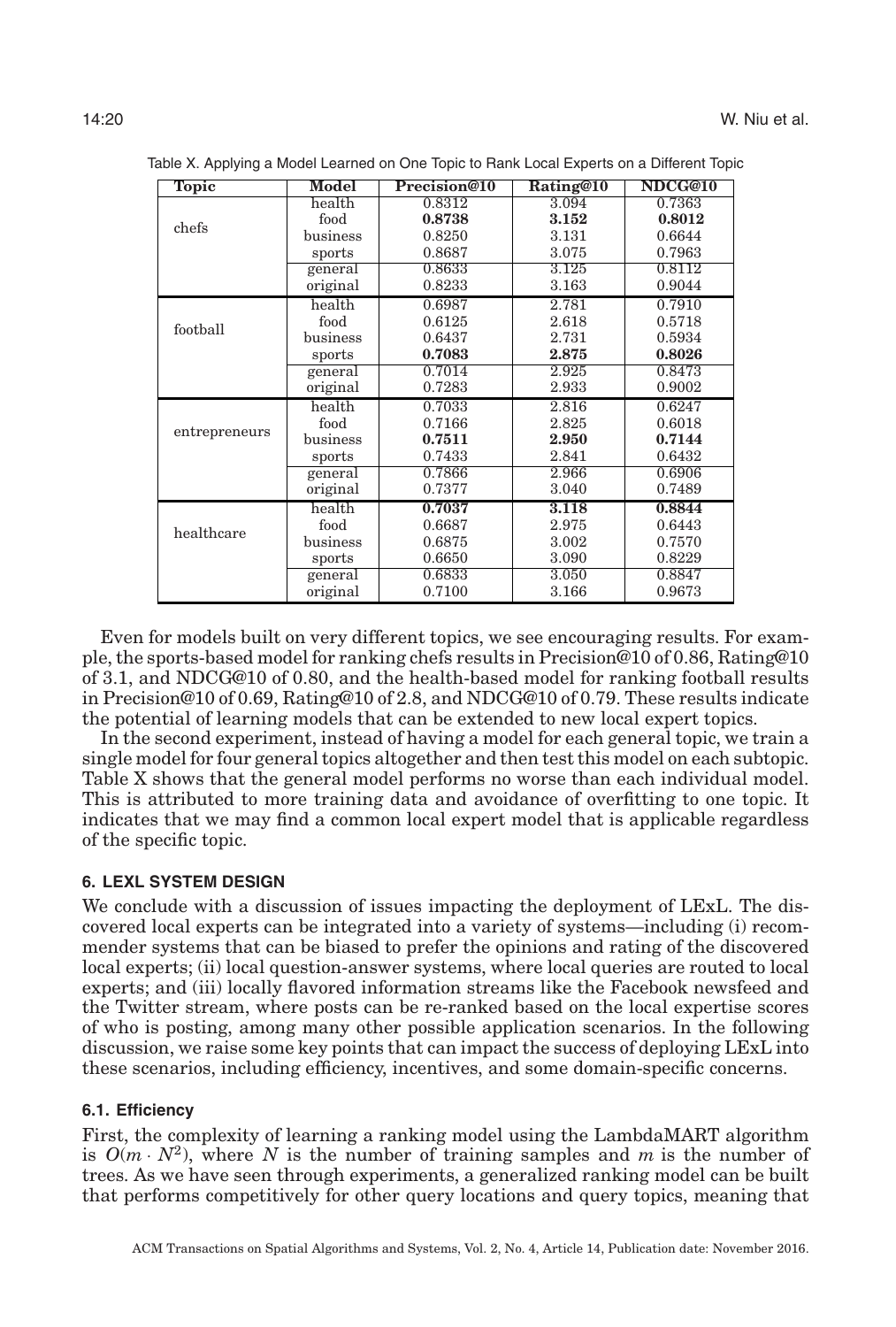Table X. Applying a Model Learned on One Topic to Rank Local Experts on a Different Topic

| Topic | Model | Precision@10 | Rating@10 | NDCG@10 |
|---|---|---|---|---|
| chefs | health | 0.8312 | 3.094 | 0.7363 |
| | food | **0.8738** | **3.152** | **0.8012** |
| | business | 0.8250 | 3.131 | 0.6644 |
| | sports | 0.8687 | 3.075 | 0.7963 |
| | general | 0.8633 | 3.125 | 0.8112 |
| | original | 0.8233 | 3.163 | 0.9044 |
| football | health | 0.6987 | 2.781 | 0.7910 |
| | food | 0.6125 | 2.618 | 0.5718 |
| | business | 0.6437 | 2.731 | 0.5934 |
| | sports | **0.7083** | **2.875** | **0.8026** |
| | general | 0.7014 | 2.925 | 0.8473 |
| | original | 0.7283 | 2.933 | 0.9002 |
| entrepreneurs | health | 0.7033 | 2.816 | 0.6247 |
| | food | 0.7166 | 2.825 | 0.6018 |
| | business | **0.7511** | **2.950** | **0.7144** |
| | sports | 0.7433 | 2.841 | 0.6432 |
| | general | 0.7866 | 2.966 | 0.6906 |
| | original | 0.7377 | 3.040 | 0.7489 |
| healthcare | health | **0.7037** | **3.118** | **0.8844** |
| | food | 0.6687 | 2.975 | 0.6443 |
| | business | 0.6875 | 3.002 | 0.7570 |
| | sports | 0.6650 | 3.090 | 0.8229 |
| | general | 0.6833 | 3.050 | 0.8847 |
| | original | 0.7100 | 3.166 | 0.9673 |

Even for models built on very different topics, we see encouraging results. For example, the sports-based model for ranking chefs results in Precision@10 of 0.86, Rating@10 of 3.1, and NDCG@10 of 0.80, and the health-based model for ranking football results in Precision@10 of 0.69, Rating@10 of 2.8, and NDCG@10 of 0.79. These results indicate the potential of learning models that can be extended to new local expert topics.

In the second experiment, instead of having a model for each general topic, we train a single model for four general topics altogether and then test this model on each subtopic. Table X shows that the general model performs no worse than each individual model. This is attributed to more training data and avoidance of overfitting to one topic. It indicates that we may find a common local expert model that is applicable regardless of the specific topic.

## 6. LEXL SYSTEM DESIGN

We conclude with a discussion of issues impacting the deployment of LExL. The discovered local experts can be integrated into a variety of systems—including (i) recommender systems that can be biased to prefer the opinions and rating of the discovered local experts; (ii) local question-answer systems, where local queries are routed to local experts; and (iii) locally flavored information streams like the Facebook newsfeed and the Twitter stream, where posts can be re-ranked based on the local expertise scores of who is posting, among many other possible application scenarios. In the following discussion, we raise some key points that can impact the success of deploying LExL into these scenarios, including efficiency, incentives, and some domain-specific concerns.

### 6.1. Efficiency

First, the complexity of learning a ranking model using the LambdaMART algorithm is $O(m \cdot N^2)$, where $N$ is the number of training samples and $m$ is the number of trees. As we have seen through experiments, a generalized ranking model can be built that performs competitively for other query locations and query topics, meaning that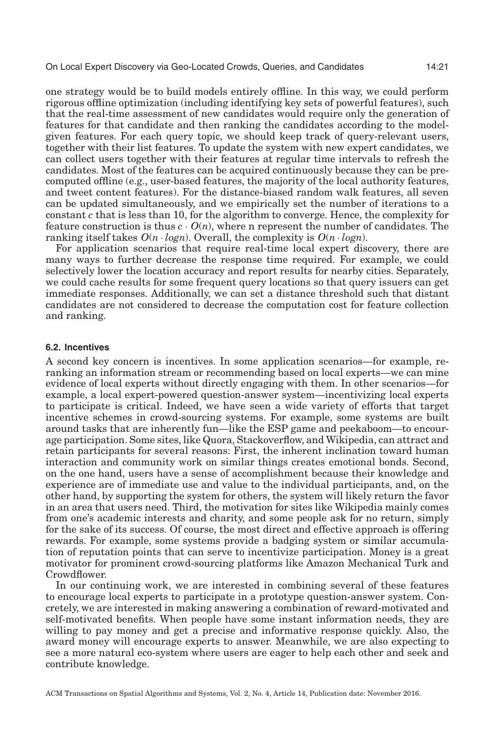one strategy would be to build models entirely offline. In this way, we could perform rigorous offline optimization (including identifying key sets of powerful features), such that the real-time assessment of new candidates would require only the generation of features for that candidate and then ranking the candidates according to the model-given features. For each query topic, we should keep track of query-relevant users, together with their list features. To update the system with new expert candidates, we can collect users together with their features at regular time intervals to refresh the candidates. Most of the features can be acquired continuously because they can be pre-computed offline (e.g., user-based features, the majority of the local authority features, and tweet content features). For the distance-biased random walk features, all seven can be updated simultaneously, and we empirically set the number of iterations to a constant $c$ that is less than 10, for the algorithm to converge. Hence, the complexity for feature construction is thus $c \cdot O(n)$, where n represent the number of candidates. The ranking itself takes $O(n \cdot logn)$. Overall, the complexity is $O(n \cdot logn)$.

For application scenarios that require real-time local expert discovery, there are many ways to further decrease the response time required. For example, we could selectively lower the location accuracy and report results for nearby cities. Separately, we could cache results for some frequent query locations so that query issuers can get immediate responses. Additionally, we can set a distance threshold such that distant candidates are not considered to decrease the computation cost for feature collection and ranking.

### 6.2. Incentives

A second key concern is incentives. In some application scenarios—for example, re-ranking an information stream or recommending based on local experts—we can mine evidence of local experts without directly engaging with them. In other scenarios—for example, a local expert-powered question-answer system—incentivizing local experts to participate is critical. Indeed, we have seen a wide variety of efforts that target incentive schemes in crowd-sourcing systems. For example, some systems are built around tasks that are inherently fun—like the ESP game and peekaboom—to encourage participation. Some sites, like Quora, Stackoverflow, and Wikipedia, can attract and retain participants for several reasons: First, the inherent inclination toward human interaction and community work on similar things creates emotional bonds. Second, on the one hand, users have a sense of accomplishment because their knowledge and experience are of immediate use and value to the individual participants, and, on the other hand, by supporting the system for others, the system will likely return the favor in an area that users need. Third, the motivation for sites like Wikipedia mainly comes from one's academic interests and charity, and some people ask for no return, simply for the sake of its success. Of course, the most direct and effective approach is offering rewards. For example, some systems provide a badging system or similar accumulation of reputation points that can serve to incentivize participation. Money is a great motivator for prominent crowd-sourcing platforms like Amazon Mechanical Turk and Crowdflower.

In our continuing work, we are interested in combining several of these features to encourage local experts to participate in a prototype question-answer system. Concretely, we are interested in making answering a combination of reward-motivated and self-motivated benefits. When people have some instant information needs, they are willing to pay money and get a precise and informative response quickly. Also, the award money will encourage experts to answer. Meanwhile, we are also expecting to see a more natural eco-system where users are eager to help each other and seek and contribute knowledge.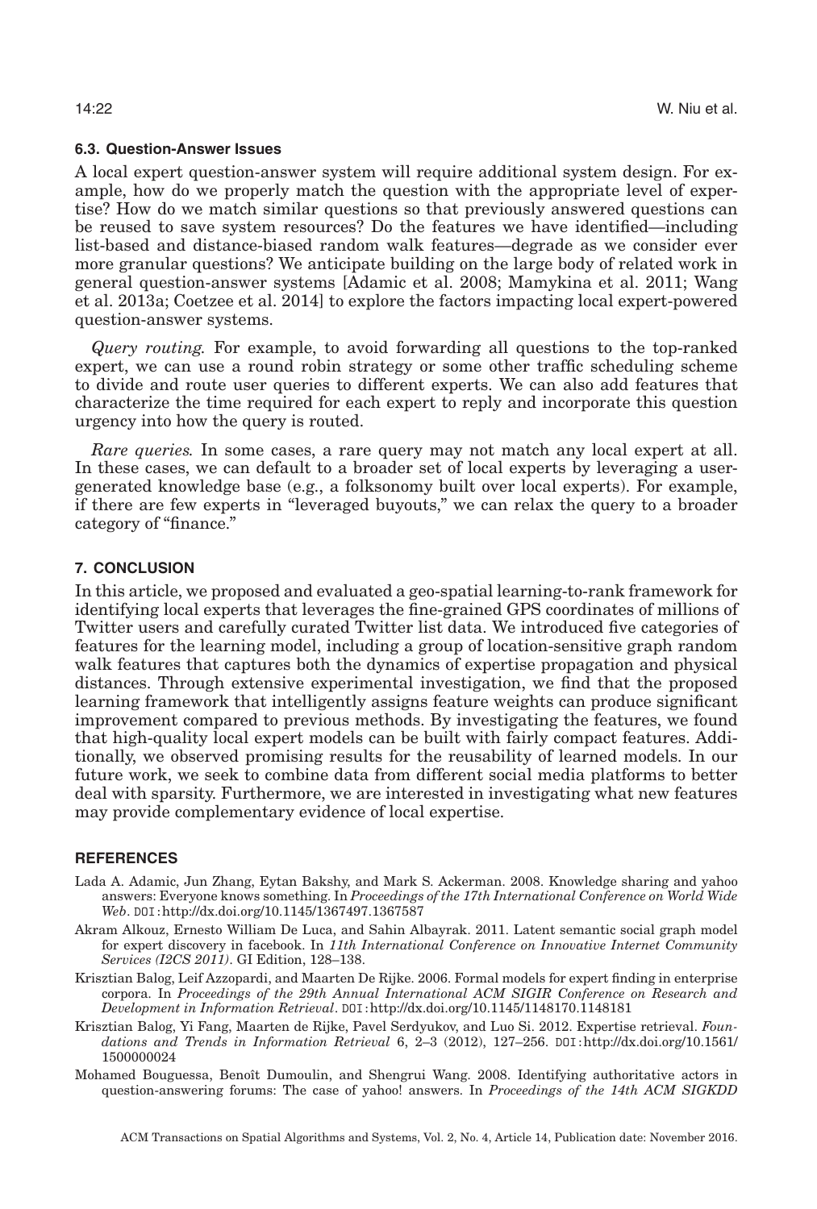### 6.3. Question-Answer Issues

A local expert question-answer system will require additional system design. For example, how do we properly match the question with the appropriate level of expertise? How do we match similar questions so that previously answered questions can be reused to save system resources? Do the features we have identified—including list-based and distance-biased random walk features—degrade as we consider ever more granular questions? We anticipate building on the large body of related work in general question-answer systems [Adamic et al. 2008; Mamykina et al. 2011; Wang et al. 2013a; Coetzee et al. 2014] to explore the factors impacting local expert-powered question-answer systems.

*Query routing.* For example, to avoid forwarding all questions to the top-ranked expert, we can use a round robin strategy or some other traffic scheduling scheme to divide and route user queries to different experts. We can also add features that characterize the time required for each expert to reply and incorporate this question urgency into how the query is routed.

*Rare queries.* In some cases, a rare query may not match any local expert at all. In these cases, we can default to a broader set of local experts by leveraging a user-generated knowledge base (e.g., a folksonomy built over local experts). For example, if there are few experts in "leveraged buyouts," we can relax the query to a broader category of "finance."

## 7. CONCLUSION

In this article, we proposed and evaluated a geo-spatial learning-to-rank framework for identifying local experts that leverages the fine-grained GPS coordinates of millions of Twitter users and carefully curated Twitter list data. We introduced five categories of features for the learning model, including a group of location-sensitive graph random walk features that captures both the dynamics of expertise propagation and physical distances. Through extensive experimental investigation, we find that the proposed learning framework that intelligently assigns feature weights can produce significant improvement compared to previous methods. By investigating the features, we found that high-quality local expert models can be built with fairly compact features. Additionally, we observed promising results for the reusability of learned models. In our future work, we seek to combine data from different social media platforms to better deal with sparsity. Furthermore, we are interested in investigating what new features may provide complementary evidence of local expertise.

## REFERENCES

Lada A. Adamic, Jun Zhang, Eytan Bakshy, and Mark S. Ackerman. 2008. Knowledge sharing and yahoo answers: Everyone knows something. In *Proceedings of the 17th International Conference on World Wide Web*. DOI: http://dx.doi.org/10.1145/1367497.1367587

Akram Alkouz, Ernesto William De Luca, and Sahin Albayrak. 2011. Latent semantic social graph model for expert discovery in facebook. In *11th International Conference on Innovative Internet Community Services (I2CS 2011)*. GI Edition, 128–138.

Krisztian Balog, Leif Azzopardi, and Maarten De Rijke. 2006. Formal models for expert finding in enterprise corpora. In *Proceedings of the 29th Annual International ACM SIGIR Conference on Research and Development in Information Retrieval*. DOI: http://dx.doi.org/10.1145/1148170.1148181

Krisztian Balog, Yi Fang, Maarten de Rijke, Pavel Serdyukov, and Luo Si. 2012. Expertise retrieval. *Foundations and Trends in Information Retrieval* 6, 2–3 (2012), 127–256. DOI: http://dx.doi.org/10.1561/1500000024

Mohamed Bouguessa, Benoît Dumoulin, and Shengrui Wang. 2008. Identifying authoritative actors in question-answering forums: The case of yahoo! answers. In *Proceedings of the 14th ACM SIGKDD*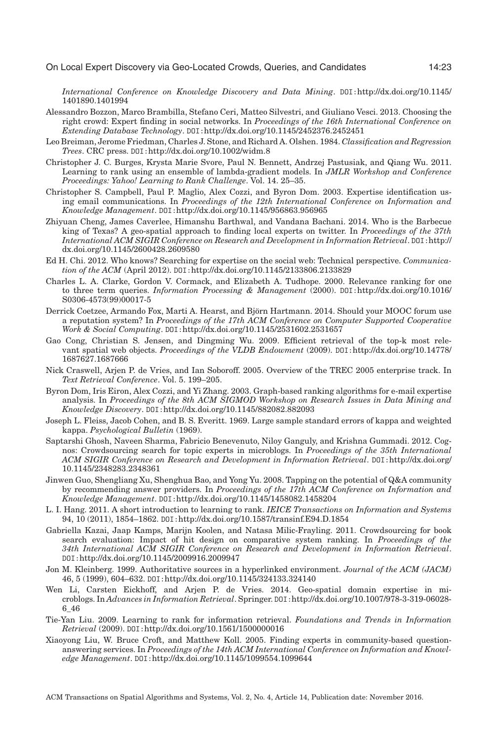*International Conference on Knowledge Discovery and Data Mining*. DOI:http://dx.doi.org/10.1145/1401890.1401994

Alessandro Bozzon, Marco Brambilla, Stefano Ceri, Matteo Silvestri, and Giuliano Vesci. 2013. Choosing the right crowd: Expert finding in social networks. In *Proceedings of the 16th International Conference on Extending Database Technology*. DOI:http://dx.doi.org/10.1145/2452376.2452451

Leo Breiman, Jerome Friedman, Charles J. Stone, and Richard A. Olshen. 1984. *Classification and Regression Trees*. CRC press. DOI:http://dx.doi.org/10.1002/widm.8

Christopher J. C. Burges, Krysta Marie Svore, Paul N. Bennett, Andrzej Pastusiak, and Qiang Wu. 2011. Learning to rank using an ensemble of lambda-gradient models. In *JMLR Workshop and Conference Proceedings: Yahoo! Learning to Rank Challenge*. Vol. 14. 25–35.

Christopher S. Campbell, Paul P. Maglio, Alex Cozzi, and Byron Dom. 2003. Expertise identification using email communications. In *Proceedings of the 12th International Conference on Information and Knowledge Management*. DOI:http://dx.doi.org/10.1145/956863.956965

Zhiyuan Cheng, James Caverlee, Himanshu Barthwal, and Vandana Bachani. 2014. Who is the Barbecue king of Texas? A geo-spatial approach to finding local experts on twitter. In *Proceedings of the 37th International ACM SIGIR Conference on Research and Development in Information Retrieval*. DOI:http://dx.doi.org/10.1145/2600428.2609580

Ed H. Chi. 2012. Who knows? Searching for expertise on the social web: Technical perspective. *Communication of the ACM* (April 2012). DOI:http://dx.doi.org/10.1145/2133806.2133829

Charles L. A. Clarke, Gordon V. Cormack, and Elizabeth A. Tudhope. 2000. Relevance ranking for one to three term queries. *Information Processing & Management* (2000). DOI:http://dx.doi.org/10.1016/S0306-4573(99)00017-5

Derrick Coetzee, Armando Fox, Marti A. Hearst, and Björn Hartmann. 2014. Should your MOOC forum use a reputation system? In *Proceedings of the 17th ACM Conference on Computer Supported Cooperative Work & Social Computing*. DOI:http://dx.doi.org/10.1145/2531602.2531657

Gao Cong, Christian S. Jensen, and Dingming Wu. 2009. Efficient retrieval of the top-k most relevant spatial web objects. *Proceedings of the VLDB Endowment* (2009). DOI:http://dx.doi.org/10.14778/1687627.1687666

Nick Craswell, Arjen P. de Vries, and Ian Soboroff. 2005. Overview of the TREC 2005 enterprise track. In *Text Retrieval Conference*. Vol. 5. 199–205.

Byron Dom, Iris Eiron, Alex Cozzi, and Yi Zhang. 2003. Graph-based ranking algorithms for e-mail expertise analysis. In *Proceedings of the 8th ACM SIGMOD Workshop on Research Issues in Data Mining and Knowledge Discovery*. DOI:http://dx.doi.org/10.1145/882082.882093

Joseph L. Fleiss, Jacob Cohen, and B. S. Everitt. 1969. Large sample standard errors of kappa and weighted kappa. *Psychological Bulletin* (1969).

Saptarshi Ghosh, Naveen Sharma, Fabricio Benevenuto, Niloy Ganguly, and Krishna Gummadi. 2012. Cognos: Crowdsourcing search for topic experts in microblogs. In *Proceedings of the 35th International ACM SIGIR Conference on Research and Development in Information Retrieval*. DOI:http://dx.doi.org/10.1145/2348283.2348361

Jinwen Guo, Shengliang Xu, Shenghua Bao, and Yong Yu. 2008. Tapping on the potential of Q&A community by recommending answer providers. In *Proceedings of the 17th ACM Conference on Information and Knowledge Management*. DOI:http://dx.doi.org/10.1145/1458082.1458204

L. I. Hang. 2011. A short introduction to learning to rank. *IEICE Transactions on Information and Systems* 94, 10 (2011), 1854–1862. DOI:http://dx.doi.org/10.1587/transinf.E94.D.1854

Gabriella Kazai, Jaap Kamps, Marijn Koolen, and Natasa Milic-Frayling. 2011. Crowdsourcing for book search evaluation: Impact of hit design on comparative system ranking. In *Proceedings of the 34th International ACM SIGIR Conference on Research and Development in Information Retrieval*. DOI:http://dx.doi.org/10.1145/2009916.2009947

Jon M. Kleinberg. 1999. Authoritative sources in a hyperlinked environment. *Journal of the ACM (JACM)* 46, 5 (1999), 604–632. DOI:http://dx.doi.org/10.1145/324133.324140

Wen Li, Carsten Eickhoff, and Arjen P. de Vries. 2014. Geo-spatial domain expertise in microblogs. In *Advances in Information Retrieval*. Springer. DOI:http://dx.doi.org/10.1007/978-3-319-06028-6_46

Tie-Yan Liu. 2009. Learning to rank for information retrieval. *Foundations and Trends in Information Retrieval* (2009). DOI:http://dx.doi.org/10.1561/1500000016

Xiaoyong Liu, W. Bruce Croft, and Matthew Koll. 2005. Finding experts in community-based question-answering services. In *Proceedings of the 14th ACM International Conference on Information and Knowledge Management*. DOI:http://dx.doi.org/10.1145/1099554.1099644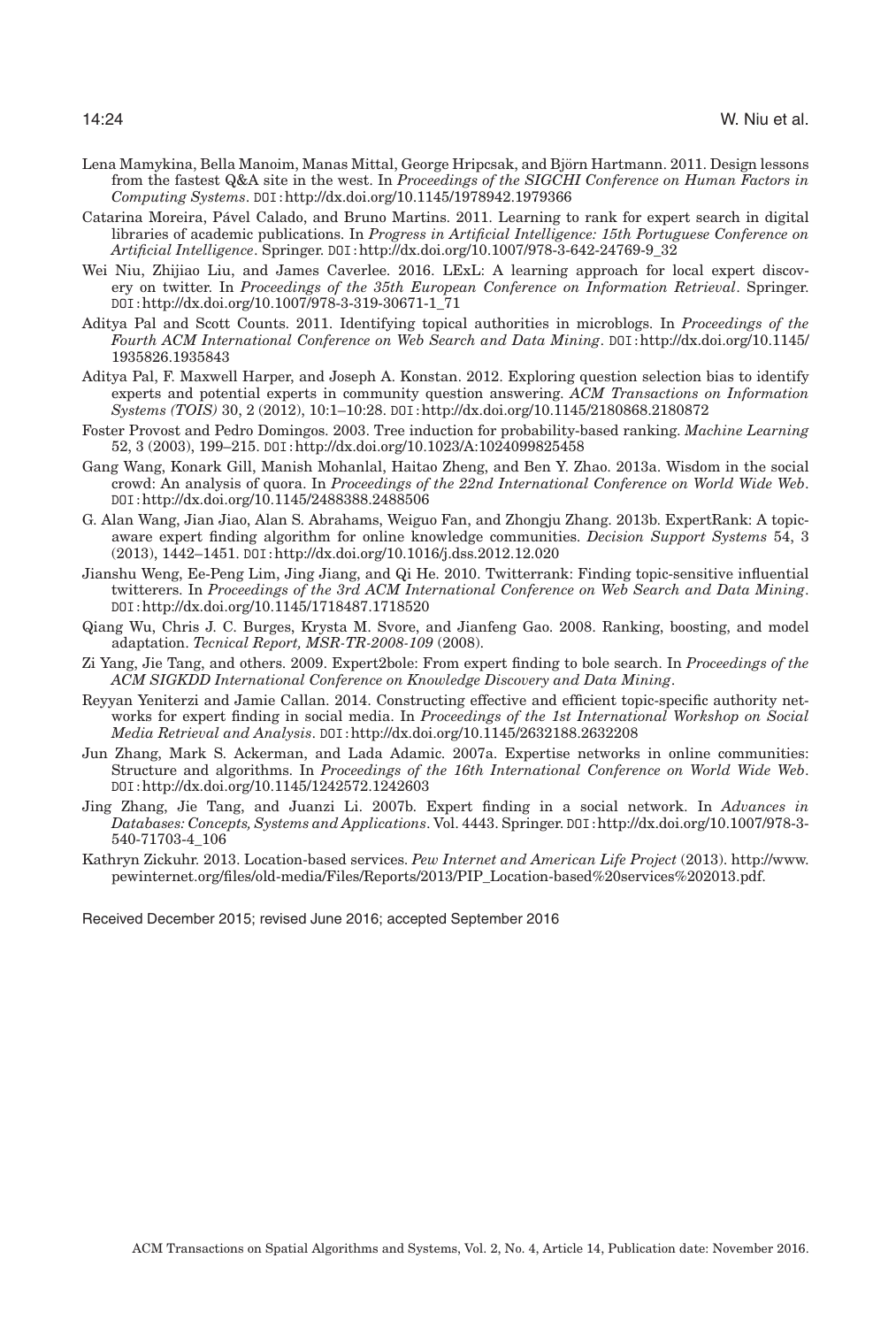Lena Mamykina, Bella Manoim, Manas Mittal, George Hripcsak, and Björn Hartmann. 2011. Design lessons from the fastest Q&A site in the west. In *Proceedings of the SIGCHI Conference on Human Factors in Computing Systems*. DOI:http://dx.doi.org/10.1145/1978942.1979366

Catarina Moreira, Pável Calado, and Bruno Martins. 2011. Learning to rank for expert search in digital libraries of academic publications. In *Progress in Artificial Intelligence: 15th Portuguese Conference on Artificial Intelligence*. Springer. DOI:http://dx.doi.org/10.1007/978-3-642-24769-9_32

Wei Niu, Zhijiao Liu, and James Caverlee. 2016. LExL: A learning approach for local expert discovery on twitter. In *Proceedings of the 35th European Conference on Information Retrieval*. Springer. DOI:http://dx.doi.org/10.1007/978-3-319-30671-1_71

Aditya Pal and Scott Counts. 2011. Identifying topical authorities in microblogs. In *Proceedings of the Fourth ACM International Conference on Web Search and Data Mining*. DOI:http://dx.doi.org/10.1145/1935826.1935843

Aditya Pal, F. Maxwell Harper, and Joseph A. Konstan. 2012. Exploring question selection bias to identify experts and potential experts in community question answering. *ACM Transactions on Information Systems (TOIS)* 30, 2 (2012), 10:1–10:28. DOI:http://dx.doi.org/10.1145/2180868.2180872

Foster Provost and Pedro Domingos. 2003. Tree induction for probability-based ranking. *Machine Learning* 52, 3 (2003), 199–215. DOI:http://dx.doi.org/10.1023/A:1024099825458

Gang Wang, Konark Gill, Manish Mohanlal, Haitao Zheng, and Ben Y. Zhao. 2013a. Wisdom in the social crowd: An analysis of quora. In *Proceedings of the 22nd International Conference on World Wide Web*. DOI:http://dx.doi.org/10.1145/2488388.2488506

G. Alan Wang, Jian Jiao, Alan S. Abrahams, Weiguo Fan, and Zhongju Zhang. 2013b. ExpertRank: A topic-aware expert finding algorithm for online knowledge communities. *Decision Support Systems* 54, 3 (2013), 1442–1451. DOI:http://dx.doi.org/10.1016/j.dss.2012.12.020

Jianshu Weng, Ee-Peng Lim, Jing Jiang, and Qi He. 2010. Twitterrank: Finding topic-sensitive influential twitterers. In *Proceedings of the 3rd ACM International Conference on Web Search and Data Mining*. DOI:http://dx.doi.org/10.1145/1718487.1718520

Qiang Wu, Chris J. C. Burges, Krysta M. Svore, and Jianfeng Gao. 2008. Ranking, boosting, and model adaptation. *Tecnical Report, MSR-TR-2008-109* (2008).

Zi Yang, Jie Tang, and others. 2009. Expert2bole: From expert finding to bole search. In *Proceedings of the ACM SIGKDD International Conference on Knowledge Discovery and Data Mining*.

Reyyan Yeniterzi and Jamie Callan. 2014. Constructing effective and efficient topic-specific authority networks for expert finding in social media. In *Proceedings of the 1st International Workshop on Social Media Retrieval and Analysis*. DOI:http://dx.doi.org/10.1145/2632188.2632208

Jun Zhang, Mark S. Ackerman, and Lada Adamic. 2007a. Expertise networks in online communities: Structure and algorithms. In *Proceedings of the 16th International Conference on World Wide Web*. DOI:http://dx.doi.org/10.1145/1242572.1242603

Jing Zhang, Jie Tang, and Juanzi Li. 2007b. Expert finding in a social network. In *Advances in Databases: Concepts, Systems and Applications*. Vol. 4443. Springer. DOI:http://dx.doi.org/10.1007/978-3-540-71703-4_106

Kathryn Zickuhr. 2013. Location-based services. *Pew Internet and American Life Project* (2013). http://www.pewinternet.org/files/old-media/Files/Reports/2013/PIP_Location-based%20services%202013.pdf.

Received December 2015; revised June 2016; accepted September 2016